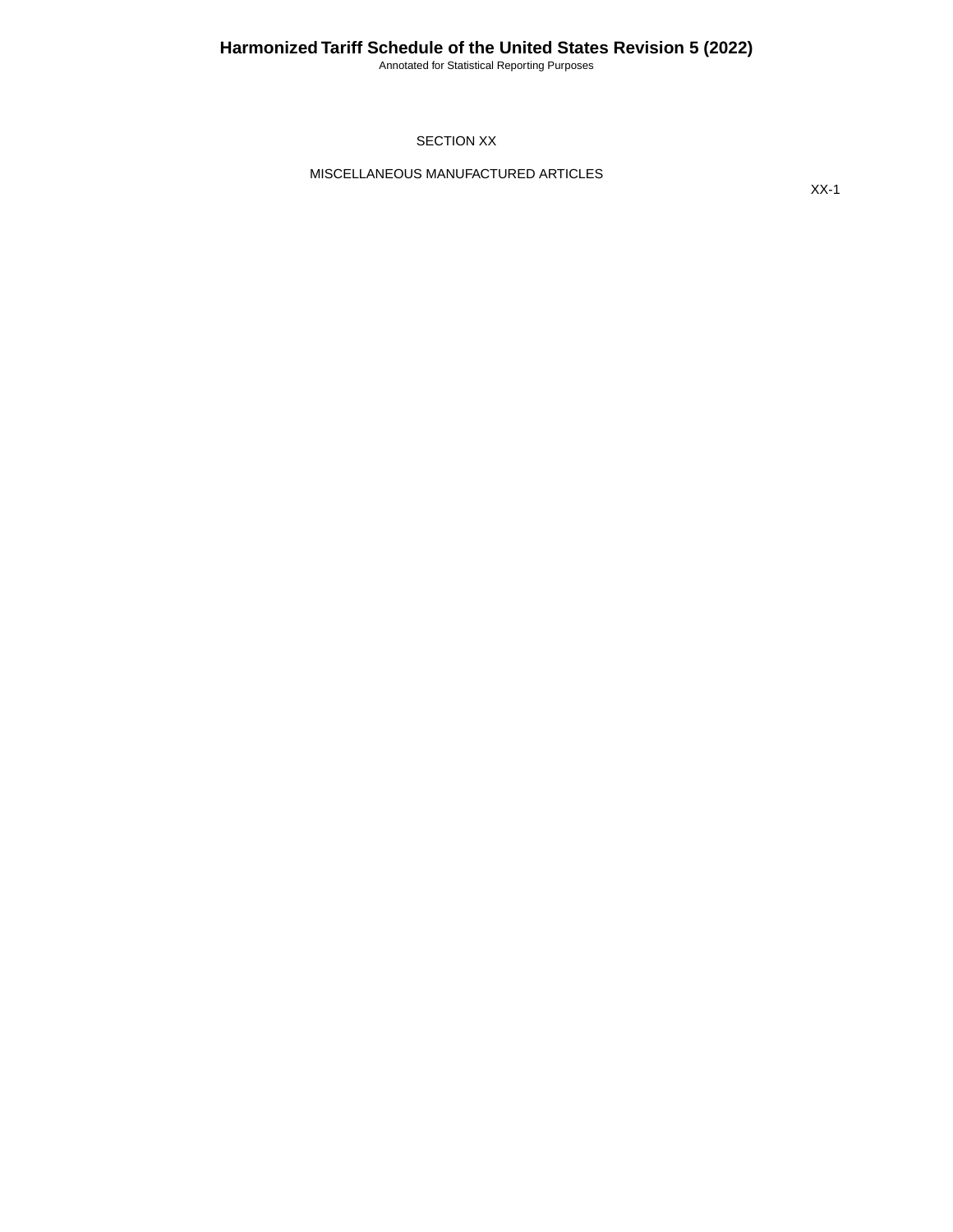# SECTION XX

## MISCELLANEOUS MANUFACTURED ARTICLES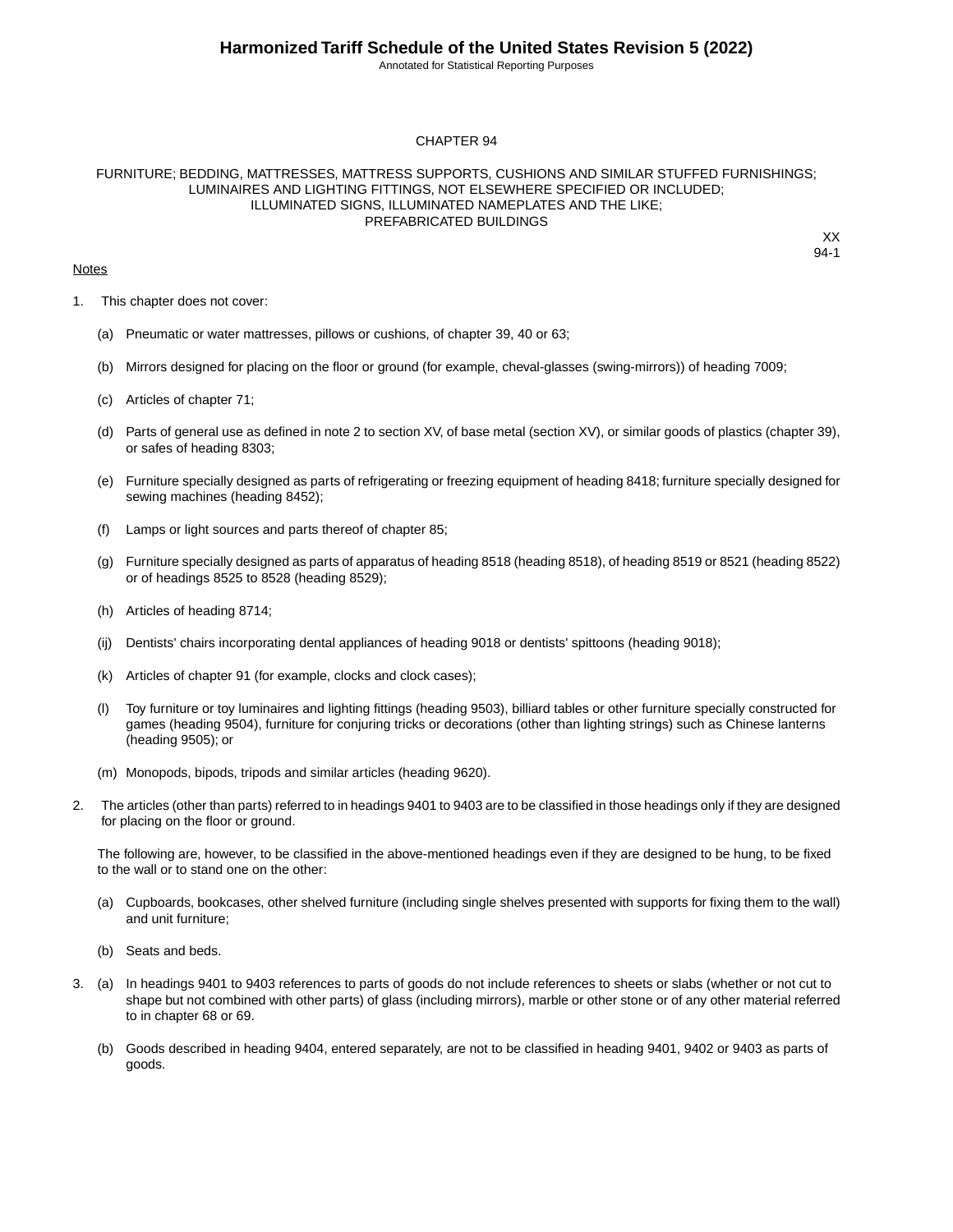# CHAPTER 94

## FURNITURE; BEDDING, MATTRESSES, MATTRESS SUPPORTS, CUSHIONS AND SIMILAR STUFFED FURNISHINGS; LUMINAIRES AND LIGHTING FITTINGS, NOT ELSEWHERE SPECIFIED OR INCLUDED; ILLUMINATED SIGNS, ILLUMINATED NAMEPLATES AND THE LIKE; PREFABRICATED BUILDINGS

XX
94-1

Notes

1. This chapter does not cover:

   (a) Pneumatic or water mattresses, pillows or cushions, of chapter 39, 40 or 63;

   (b) Mirrors designed for placing on the floor or ground (for example, cheval-glasses (swing-mirrors)) of heading 7009;

   (c) Articles of chapter 71;

   (d) Parts of general use as defined in note 2 to section XV, of base metal (section XV), or similar goods of plastics (chapter 39), or safes of heading 8303;

   (e) Furniture specially designed as parts of refrigerating or freezing equipment of heading 8418; furniture specially designed for sewing machines (heading 8452);

   (f) Lamps or light sources and parts thereof of chapter 85;

   (g) Furniture specially designed as parts of apparatus of heading 8518 (heading 8518), of heading 8519 or 8521 (heading 8522) or of headings 8525 to 8528 (heading 8529);

   (h) Articles of heading 8714;

   (ij) Dentists' chairs incorporating dental appliances of heading 9018 or dentists' spittoons (heading 9018);

   (k) Articles of chapter 91 (for example, clocks and clock cases);

   (l) Toy furniture or toy luminaires and lighting fittings (heading 9503), billiard tables or other furniture specially constructed for games (heading 9504), furniture for conjuring tricks or decorations (other than lighting strings) such as Chinese lanterns (heading 9505); or

   (m) Monopods, bipods, tripods and similar articles (heading 9620).

2. The articles (other than parts) referred to in headings 9401 to 9403 are to be classified in those headings only if they are designed for placing on the floor or ground.

   The following are, however, to be classified in the above-mentioned headings even if they are designed to be hung, to be fixed to the wall or to stand one on the other:

   (a) Cupboards, bookcases, other shelved furniture (including single shelves presented with supports for fixing them to the wall) and unit furniture;

   (b) Seats and beds.

3. (a) In headings 9401 to 9403 references to parts of goods do not include references to sheets or slabs (whether or not cut to shape but not combined with other parts) of glass (including mirrors), marble or other stone or of any other material referred to in chapter 68 or 69.

   (b) Goods described in heading 9404, entered separately, are not to be classified in heading 9401, 9402 or 9403 as parts of goods.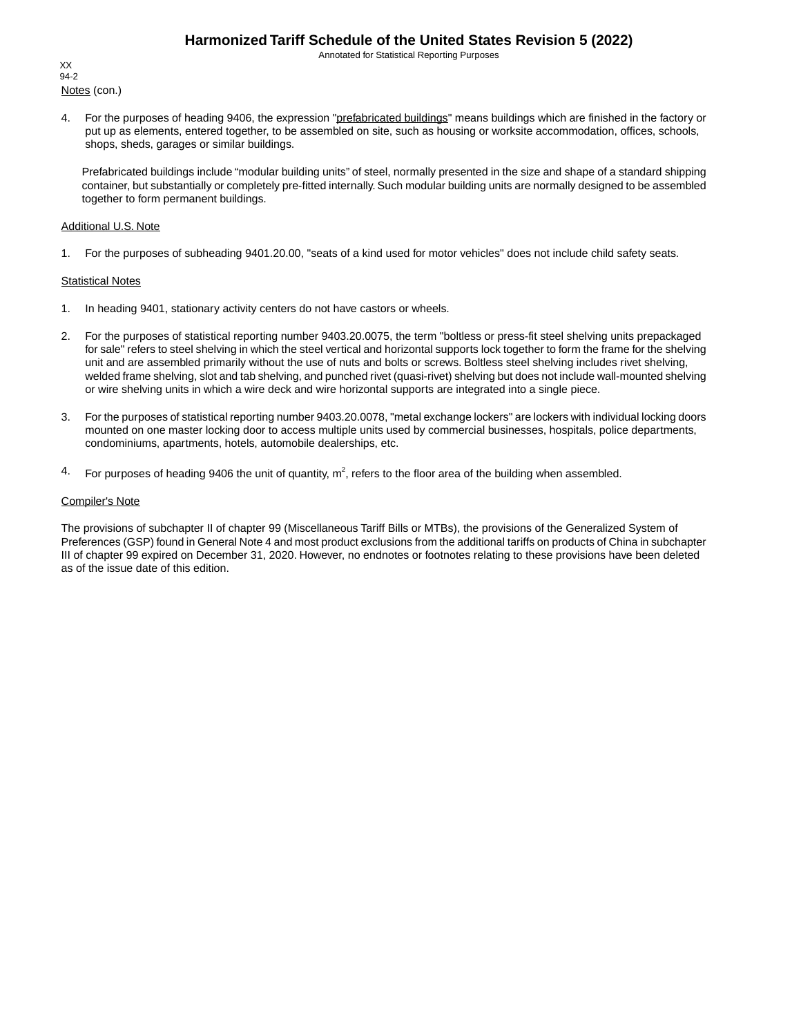Notes (con.)

4. For the purposes of heading 9406, the expression "prefabricated buildings" means buildings which are finished in the factory or put up as elements, entered together, to be assembled on site, such as housing or worksite accommodation, offices, schools, shops, sheds, garages or similar buildings.

   Prefabricated buildings include “modular building units” of steel, normally presented in the size and shape of a standard shipping container, but substantially or completely pre-fitted internally. Such modular building units are normally designed to be assembled together to form permanent buildings.

Additional U.S. Note

1. For the purposes of subheading 9401.20.00, "seats of a kind used for motor vehicles" does not include child safety seats.

Statistical Notes

1. In heading 9401, stationary activity centers do not have castors or wheels.

2. For the purposes of statistical reporting number 9403.20.0075, the term "boltless or press-fit steel shelving units prepackaged for sale" refers to steel shelving in which the steel vertical and horizontal supports lock together to form the frame for the shelving unit and are assembled primarily without the use of nuts and bolts or screws. Boltless steel shelving includes rivet shelving, welded frame shelving, slot and tab shelving, and punched rivet (quasi-rivet) shelving but does not include wall-mounted shelving or wire shelving units in which a wire deck and wire horizontal supports are integrated into a single piece.

3. For the purposes of statistical reporting number 9403.20.0078, "metal exchange lockers" are lockers with individual locking doors mounted on one master locking door to access multiple units used by commercial businesses, hospitals, police departments, condominiums, apartments, hotels, automobile dealerships, etc.

4. For purposes of heading 9406 the unit of quantity, $m^2$, refers to the floor area of the building when assembled.

Compiler's Note

The provisions of subchapter II of chapter 99 (Miscellaneous Tariff Bills or MTBs), the provisions of the Generalized System of Preferences (GSP) found in General Note 4 and most product exclusions from the additional tariffs on products of China in subchapter III of chapter 99 expired on December 31, 2020. However, no endnotes or footnotes relating to these provisions have been deleted as of the issue date of this edition.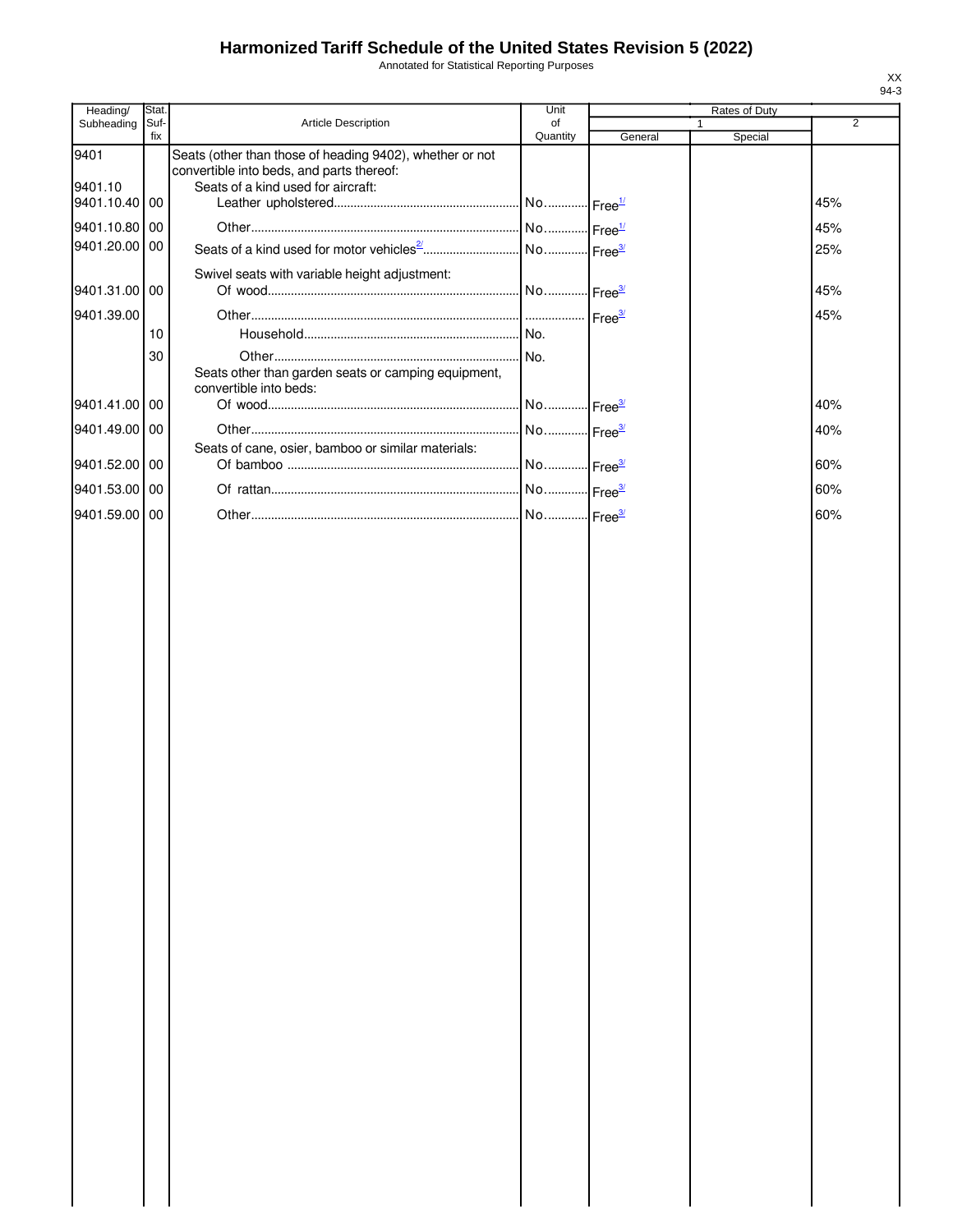# Harmonized Tariff Schedule of the United States Revision 5 (2022)

Annotated for Statistical Reporting Purposes

| Heading/ Subheading | Stat. Suf- fix | Article Description | Unit of Quantity | Rates of Duty 1 General | Special | 2 |
|---|---|---|---|---|---|---|
| 9401 | | Seats (other than those of heading 9402), whether or not convertible into beds, and parts thereof: | | | | |
| 9401.10 | | Seats of a kind used for aircraft: | | | | |
| 9401.10.40 | 00 | Leather upholstered | No. | Free[1/] | | 45% |
| 9401.10.80 | 00 | Other | No. | Free[1/] | | 45% |
| 9401.20.00 | 00 | Seats of a kind used for motor vehicles[2/] | No. | Free[3/] | | 25% |
| | | Swivel seats with variable height adjustment: | | | | |
| 9401.31.00 | 00 | Of wood | No. | Free[3/] | | 45% |
| 9401.39.00 | | Other | | Free[3/] | | 45% |
| | 10 | Household | No. | | | |
| | 30 | Other | No. | | | |
| | | Seats other than garden seats or camping equipment, convertible into beds: | | | | |
| 9401.41.00 | 00 | Of wood | No. | Free[3/] | | 40% |
| 9401.49.00 | 00 | Other | No. | Free[3/] | | 40% |
| | | Seats of cane, osier, bamboo or similar materials: | | | | |
| 9401.52.00 | 00 | Of bamboo | No. | Free[3/] | | 60% |
| 9401.53.00 | 00 | Of rattan | No. | Free[3/] | | 60% |
| 9401.59.00 | 00 | Other | No. | Free[3/] | | 60% |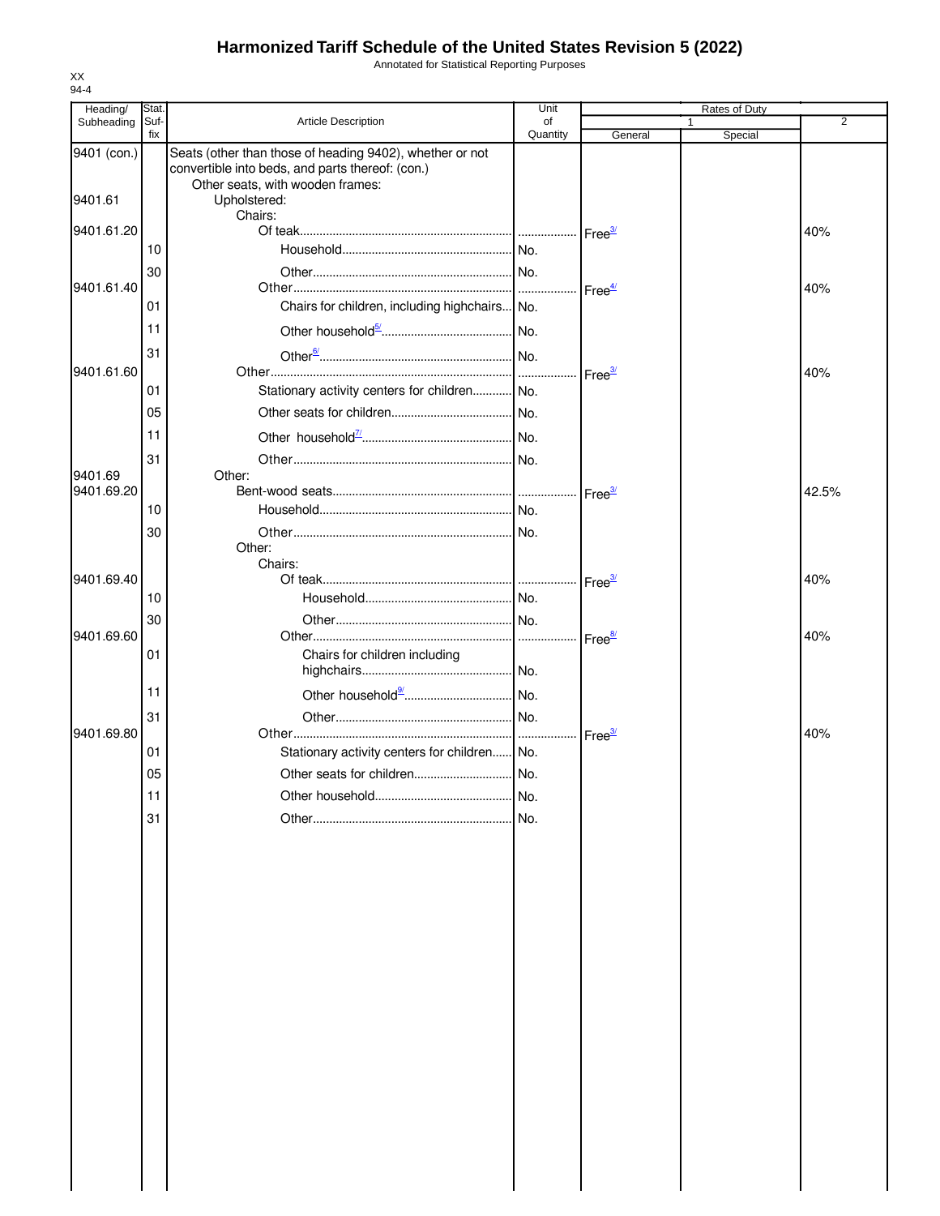# Harmonized Tariff Schedule of the United States Revision 5 (2022)

Annotated for Statistical Reporting Purposes

XX
94-4

| Heading/ Subheading | Stat. Suf- fix | Article Description | Unit of Quantity | Rates of Duty 1 General | Special | 2 |
|---|---|---|---|---|---|---|
| 9401 (con.) | | Seats (other than those of heading 9402), whether or not convertible into beds, and parts thereof: (con.) | | | | |
| | | Other seats, with wooden frames: | | | | |
| 9401.61 | | Upholstered: | | | | |
| | | Chairs: | | | | |
| 9401.61.20 | | Of teak | | Free[3/] | | 40% |
| | 10 | Household | No. | | | |
| | 30 | Other | No. | | | |
| 9401.61.40 | | Other | | Free[4/] | | 40% |
| | 01 | Chairs for children, including highchairs | No. | | | |
| | 11 | Other household[5/] | No. | | | |
| | 31 | Other[6/] | No. | | | |
| 9401.61.60 | | Other | | Free[3/] | | 40% |
| | 01 | Stationary activity centers for children | No. | | | |
| | 05 | Other seats for children | No. | | | |
| | 11 | Other household[7/] | No. | | | |
| | 31 | Other | No. | | | |
| 9401.69 | | Other: | | | | |
| 9401.69.20 | | Bent-wood seats | | Free[3/] | | 42.5% |
| | 10 | Household | No. | | | |
| | 30 | Other | No. | | | |
| | | Other: | | | | |
| | | Chairs: | | | | |
| 9401.69.40 | | Of teak | | Free[3/] | | 40% |
| | 10 | Household | No. | | | |
| | 30 | Other | No. | | | |
| 9401.69.60 | | Other | | Free[8/] | | 40% |
| | 01 | Chairs for children including highchairs | No. | | | |
| | 11 | Other household[9/] | No. | | | |
| | 31 | Other | No. | | | |
| 9401.69.80 | | Other | | Free[3/] | | 40% |
| | 01 | Stationary activity centers for children | No. | | | |
| | 05 | Other seats for children | No. | | | |
| | 11 | Other household | No. | | | |
| | 31 | Other | No. | | | |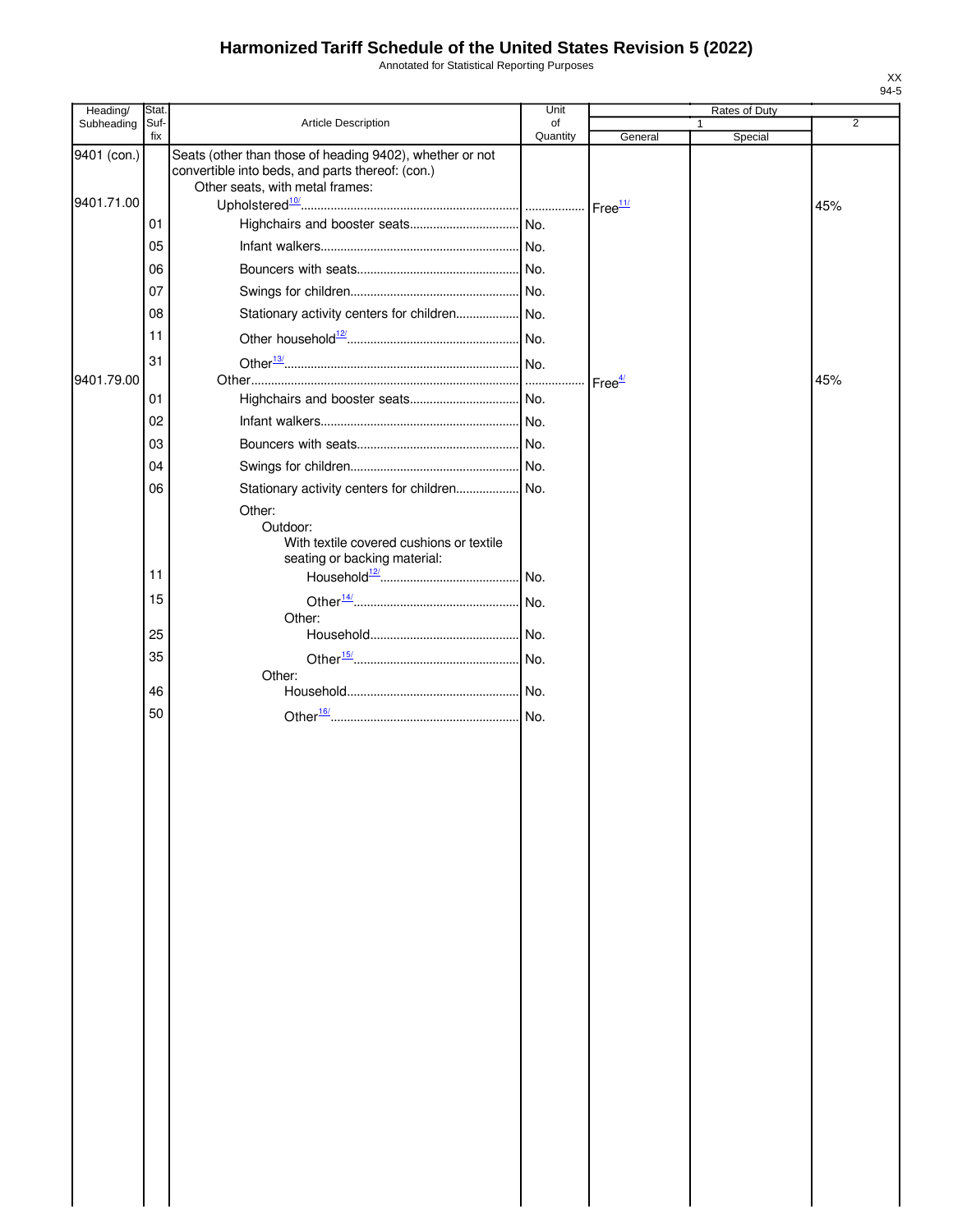# Harmonized Tariff Schedule of the United States Revision 5 (2022)

Annotated for Statistical Reporting Purposes

XX
94-5

| Heading/ Subheading | Stat. Suf-fix | Article Description | Unit of Quantity | Rates of Duty | | |
|---|---|---|---|---|---|---|
| | | | | 1 | | 2 |
| | | | | General | Special | |
| 9401 (con.) | | Seats (other than those of heading 9402), whether or not convertible into beds, and parts thereof: (con.) | | | | |
| | | Other seats, with metal frames: | | | | |
| 9401.71.00 | | Upholstered[10/] | | Free[11/] | | 45% |
| | 01 | Highchairs and booster seats | No. | | | |
| | 05 | Infant walkers | No. | | | |
| | 06 | Bouncers with seats | No. | | | |
| | 07 | Swings for children | No. | | | |
| | 08 | Stationary activity centers for children | No. | | | |
| | 11 | Other household[12/] | No. | | | |
| | 31 | Other[13/] | No. | | | |
| 9401.79.00 | | Other | | Free[4/] | | 45% |
| | 01 | Highchairs and booster seats | No. | | | |
| | 02 | Infant walkers | No. | | | |
| | 03 | Bouncers with seats | No. | | | |
| | 04 | Swings for children | No. | | | |
| | 06 | Stationary activity centers for children | No. | | | |
| | | Other: | | | | |
| | | Outdoor: | | | | |
| | | With textile covered cushions or textile seating or backing material: | | | | |
| | 11 | Household[12/] | No. | | | |
| | 15 | Other[14/] | No. | | | |
| | | Other: | | | | |
| | 25 | Household | No. | | | |
| | 35 | Other[15/] | No. | | | |
| | | Other: | | | | |
| | 46 | Household | No. | | | |
| | 50 | Other[16/] | No. | | | |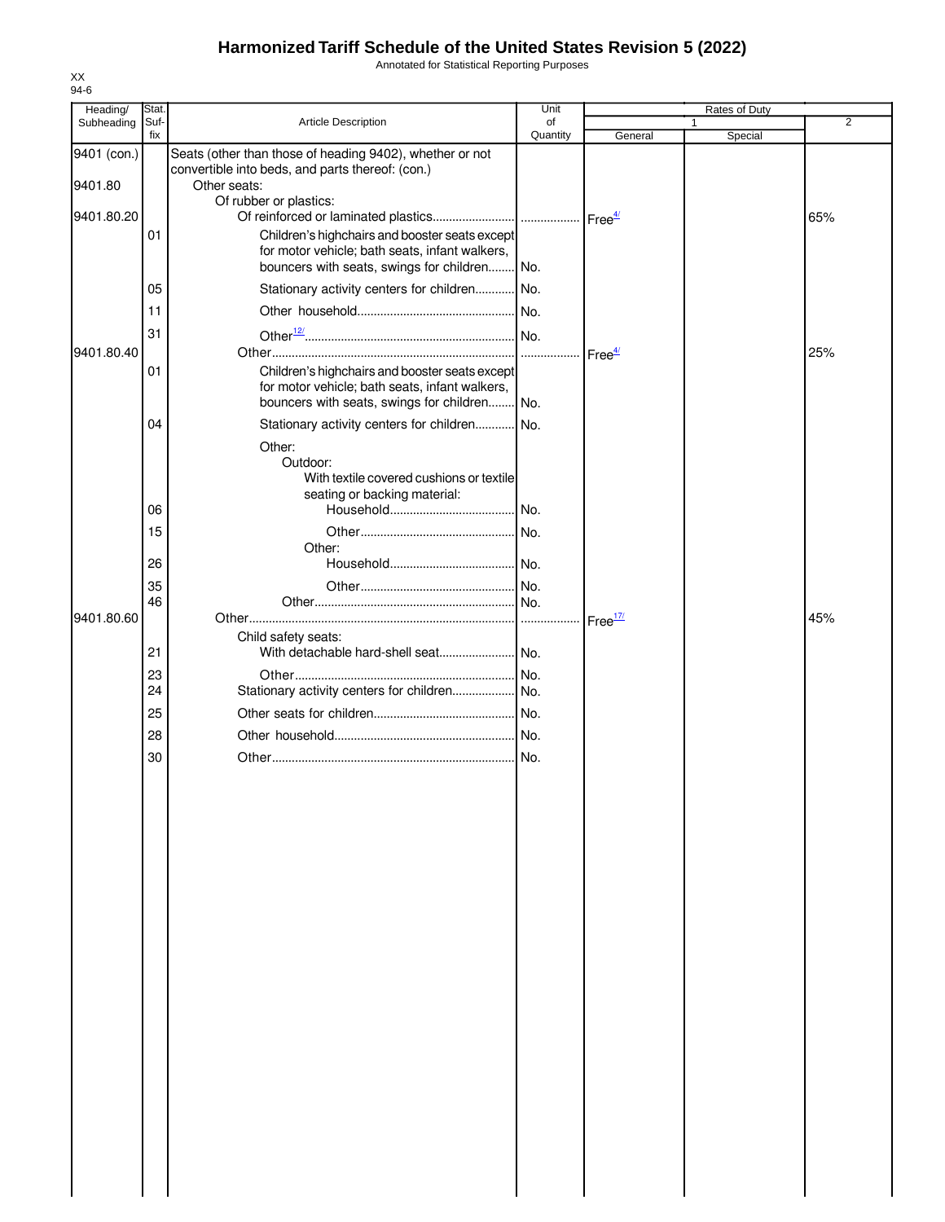# Harmonized Tariff Schedule of the United States Revision 5 (2022)

Annotated for Statistical Reporting Purposes

XX
94-6

| Heading/ Subheading | Stat. Suf- fix | Article Description | Unit of Quantity | Rates of Duty 1 General | Special | 2 |
|---|---|---|---|---|---|---|
| 9401 (con.) | | Seats (other than those of heading 9402), whether or not convertible into beds, and parts thereof: (con.) | | | | |
| 9401.80 | | Other seats: | | | | |
| | | Of rubber or plastics: | | | | |
| 9401.80.20 | | Of reinforced or laminated plastics | | Free[4/] | | 65% |
| | 01 | Children's highchairs and booster seats except for motor vehicle; bath seats, infant walkers, bouncers with seats, swings for children | No. | | | |
| | 05 | Stationary activity centers for children | No. | | | |
| | 11 | Other household | No. | | | |
| | 31 | Other[12/] | No. | | | |
| 9401.80.40 | | Other | | Free[4/] | | 25% |
| | 01 | Children's highchairs and booster seats except for motor vehicle; bath seats, infant walkers, bouncers with seats, swings for children | No. | | | |
| | 04 | Stationary activity centers for children | No. | | | |
| | | Other: | | | | |
| | | Outdoor: | | | | |
| | | With textile covered cushions or textile seating or backing material: | | | | |
| | 06 | Household | No. | | | |
| | 15 | Other | No. | | | |
| | | Other: | | | | |
| | 26 | Household | No. | | | |
| | 35 | Other | No. | | | |
| | 46 | Other | No. | | | |
| 9401.80.60 | | Other | | Free[17/] | | 45% |
| | | Child safety seats: | | | | |
| | 21 | With detachable hard-shell seat | No. | | | |
| | 23 | Other | No. | | | |
| | 24 | Stationary activity centers for children | No. | | | |
| | 25 | Other seats for children | No. | | | |
| | 28 | Other household | No. | | | |
| | 30 | Other | No. | | | |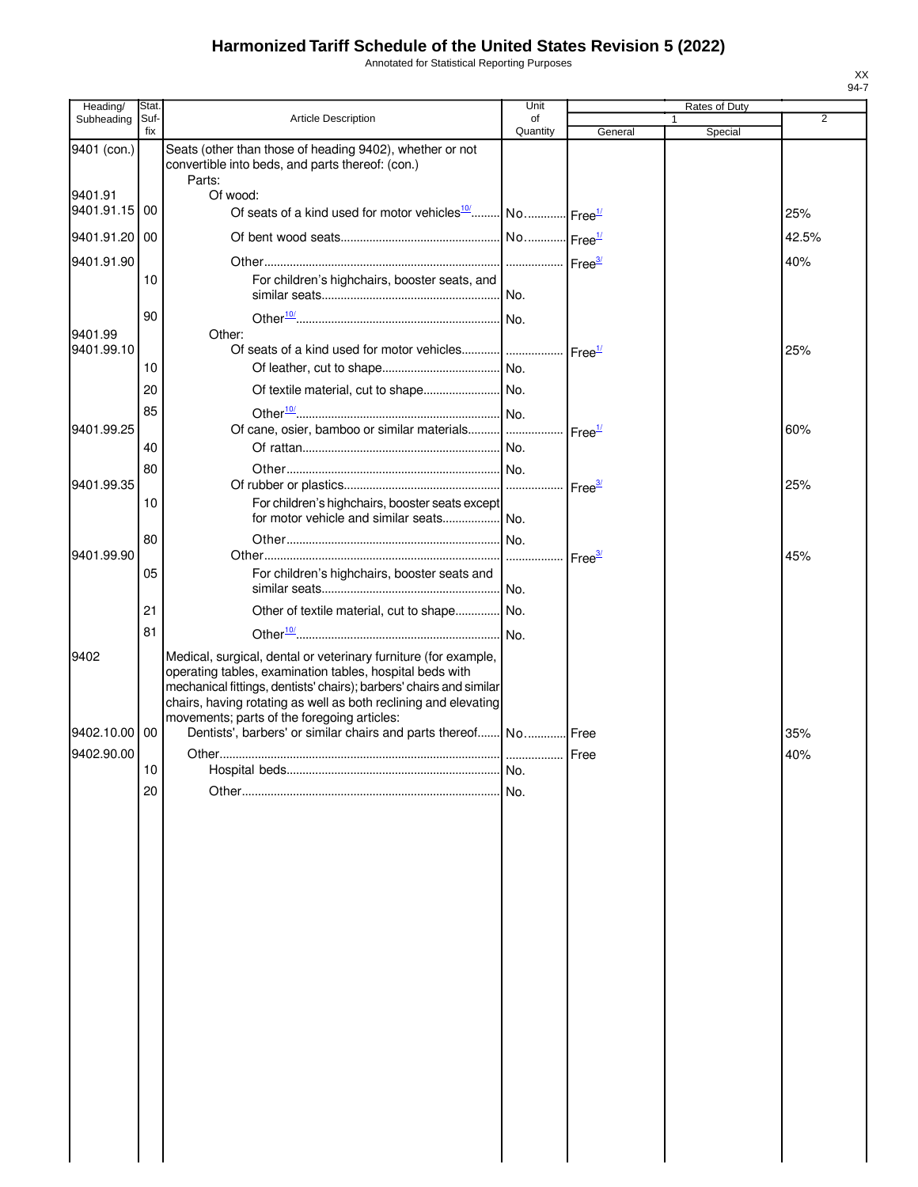# Harmonized Tariff Schedule of the United States Revision 5 (2022)

Annotated for Statistical Reporting Purposes

| Heading/ Subheading | Stat. Suf- fix | Article Description | Unit of Quantity | Rates of Duty 1 General | Rates of Duty 1 Special | Rates of Duty 2 |
|---|---|---|---|---|---|---|
| 9401 (con.) | | Seats (other than those of heading 9402), whether or not convertible into beds, and parts thereof: (con.) | | | | |
| | | Parts: | | | | |
| 9401.91 | | Of wood: | | | | |
| 9401.91.15 | 00 | Of seats of a kind used for motor vehicles[10/] | No. | Free[1/] | | 25% |
| 9401.91.20 | 00 | Of bent wood seats | No. | Free[1/] | | 42.5% |
| 9401.91.90 | | Other | | Free[3/] | | 40% |
| | 10 | For children's highchairs, booster seats, and similar seats | No. | | | |
| | 90 | Other[10/] | No. | | | |
| 9401.99 | | Other: | | | | |
| 9401.99.10 | | Of seats of a kind used for motor vehicles | | Free[1/] | | 25% |
| | 10 | Of leather, cut to shape | No. | | | |
| | 20 | Of textile material, cut to shape | No. | | | |
| | 85 | Other[10/] | No. | | | |
| 9401.99.25 | | Of cane, osier, bamboo or similar materials | | Free[1/] | | 60% |
| | 40 | Of rattan | No. | | | |
| | 80 | Other | No. | | | |
| 9401.99.35 | | Of rubber or plastics | | Free[3/] | | 25% |
| | 10 | For children's highchairs, booster seats except for motor vehicle and similar seats | No. | | | |
| | 80 | Other | No. | | | |
| 9401.99.90 | | Other | | Free[3/] | | 45% |
| | 05 | For children's highchairs, booster seats and similar seats | No. | | | |
| | 21 | Other of textile material, cut to shape | No. | | | |
| | 81 | Other[10/] | No. | | | |
| 9402 | | Medical, surgical, dental or veterinary furniture (for example, operating tables, examination tables, hospital beds with mechanical fittings, dentists' chairs); barbers' chairs and similar chairs, having rotating as well as both reclining and elevating movements; parts of the foregoing articles: | | | | |
| 9402.10.00 | 00 | Dentists', barbers' or similar chairs and parts thereof | No. | Free | | 35% |
| 9402.90.00 | | Other | | Free | | 40% |
| | 10 | Hospital beds | No. | | | |
| | 20 | Other | No. | | | |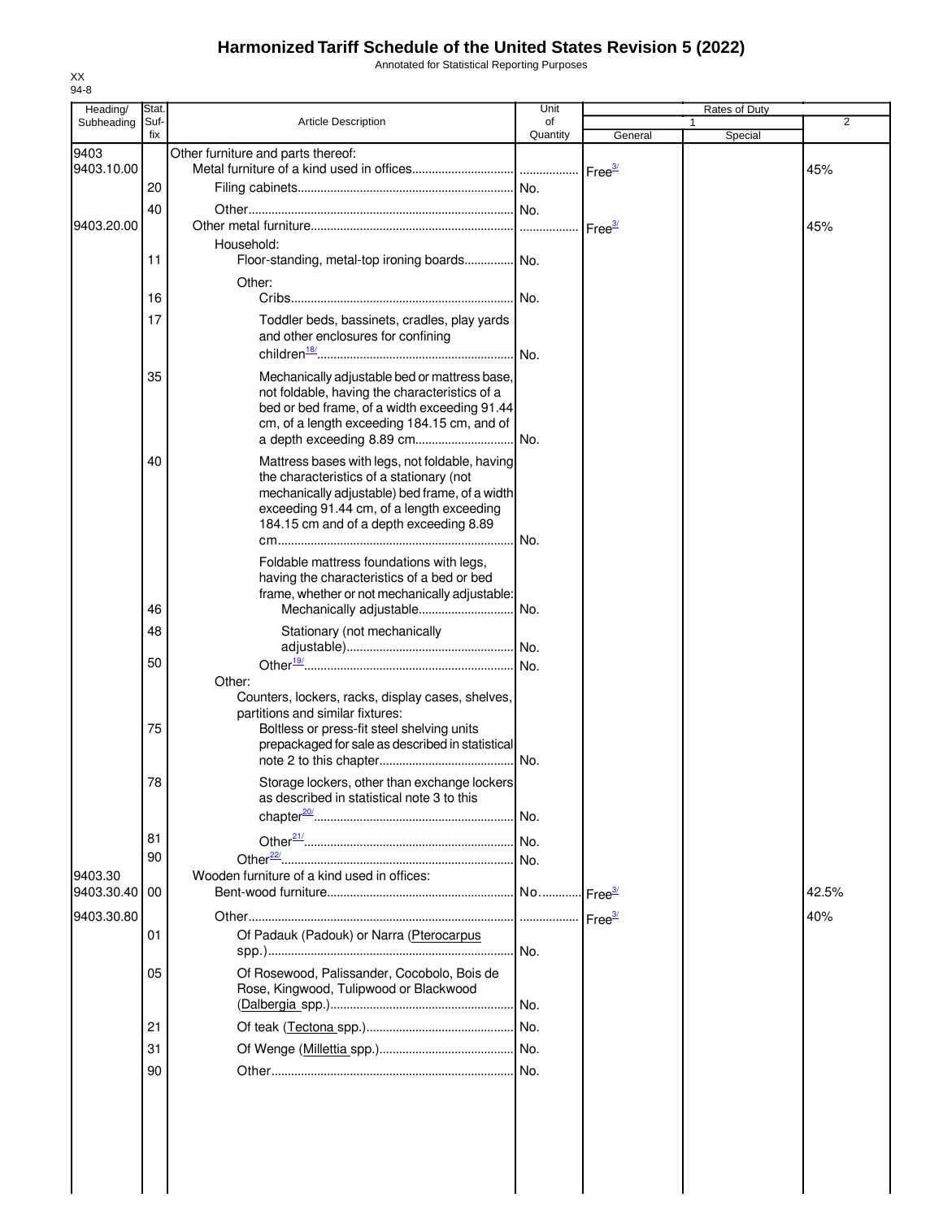# Harmonized Tariff Schedule of the United States Revision 5 (2022)

Annotated for Statistical Reporting Purposes

XX
94-8

| Heading/ Subheading | Stat. Suf- fix | Article Description | Unit of Quantity | Rates of Duty 1 General | Special | 2 |
|---|---|---|---|---|---|---|
| 9403 | | Other furniture and parts thereof: | | | | |
| 9403.10.00 | | Metal furniture of a kind used in offices | | Free[3/] | | 45% |
| | 20 | Filing cabinets | No. | | | |
| | 40 | Other | No. | | | |
| 9403.20.00 | | Other metal furniture | | Free[3/] | | 45% |
| | | Household: | | | | |
| | 11 | Floor-standing, metal-top ironing boards | No. | | | |
| | | Other: | | | | |
| | 16 | Cribs | No. | | | |
| | 17 | Toddler beds, bassinets, cradles, play yards and other enclosures for confining children[18/] | No. | | | |
| | 35 | Mechanically adjustable bed or mattress base, not foldable, having the characteristics of a bed or bed frame, of a width exceeding 91.44 cm, of a length exceeding 184.15 cm, and of a depth exceeding 8.89 cm | No. | | | |
| | 40 | Mattress bases with legs, not foldable, having the characteristics of a stationary (not mechanically adjustable) bed frame, of a width exceeding 91.44 cm, of a length exceeding 184.15 cm and of a depth exceeding 8.89 cm | No. | | | |
| | | Foldable mattress foundations with legs, having the characteristics of a bed or bed frame, whether or not mechanically adjustable: | | | | |
| | 46 | Mechanically adjustable | No. | | | |
| | 48 | Stationary (not mechanically adjustable) | No. | | | |
| | 50 | Other[19/] | No. | | | |
| | | Other: | | | | |
| | | Counters, lockers, racks, display cases, shelves, partitions and similar fixtures: | | | | |
| | 75 | Boltless or press-fit steel shelving units prepackaged for sale as described in statistical note 2 to this chapter | No. | | | |
| | 78 | Storage lockers, other than exchange lockers as described in statistical note 3 to this chapter[20/] | No. | | | |
| | 81 | Other[21/] | No. | | | |
| | 90 | Other[22/] | No. | | | |
| 9403.30 | | Wooden furniture of a kind used in offices: | | | | |
| 9403.30.40 | 00 | Bent-wood furniture | No. | Free[3/] | | 42.5% |
| 9403.30.80 | | Other | | Free[3/] | | 40% |
| | 01 | Of Padauk (Padouk) or Narra (Pterocarpus spp.) | No. | | | |
| | 05 | Of Rosewood, Palissander, Cocobolo, Bois de Rose, Kingwood, Tulipwood or Blackwood (Dalbergia spp.) | No. | | | |
| | 21 | Of teak (Tectona spp.) | No. | | | |
| | 31 | Of Wenge (Millettia spp.) | No. | | | |
| | 90 | Other | No. | | | |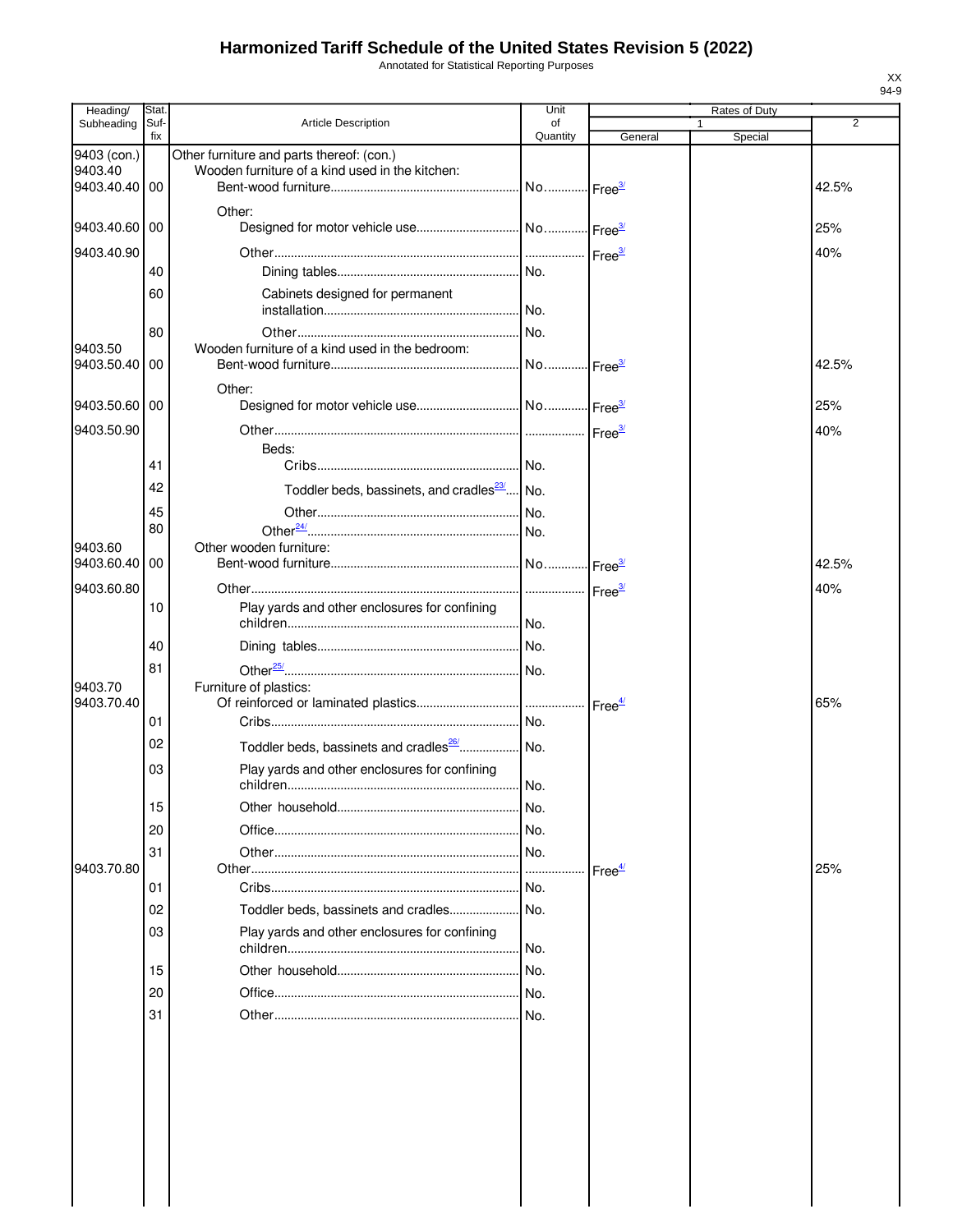# Harmonized Tariff Schedule of the United States Revision 5 (2022)

Annotated for Statistical Reporting Purposes

XX
94-9

| Heading/ Subheading | Stat. Suf-fix | Article Description | Unit of Quantity | Rates of Duty 1 General | Special | 2 |
|---|---|---|---|---|---|---|
| 9403 (con.) | | Other furniture and parts thereof: (con.) | | | | |
| 9403.40 | | Wooden furniture of a kind used in the kitchen: | | | | |
| 9403.40.40 | 00 | Bent-wood furniture | No. | Free[3/] | | 42.5% |
| | | Other: | | | | |
| 9403.40.60 | 00 | Designed for motor vehicle use | No. | Free[3/] | | 25% |
| 9403.40.90 | | Other | | Free[3/] | | 40% |
| | 40 | Dining tables | No. | | | |
| | 60 | Cabinets designed for permanent installation | No. | | | |
| | 80 | Other | No. | | | |
| 9403.50 | | Wooden furniture of a kind used in the bedroom: | | | | |
| 9403.50.40 | 00 | Bent-wood furniture | No. | Free[3/] | | 42.5% |
| | | Other: | | | | |
| 9403.50.60 | 00 | Designed for motor vehicle use | No. | Free[3/] | | 25% |
| 9403.50.90 | | Other | | Free[3/] | | 40% |
| | | Beds: | | | | |
| | 41 | Cribs | No. | | | |
| | 42 | Toddler beds, bassinets, and cradles[23/] | No. | | | |
| | 45 | Other | No. | | | |
| | 80 | Other[24/] | No. | | | |
| 9403.60 | | Other wooden furniture: | | | | |
| 9403.60.40 | 00 | Bent-wood furniture | No. | Free[3/] | | 42.5% |
| 9403.60.80 | | Other | | Free[3/] | | 40% |
| | 10 | Play yards and other enclosures for confining children | No. | | | |
| | 40 | Dining tables | No. | | | |
| | 81 | Other[25/] | No. | | | |
| 9403.70 | | Furniture of plastics: | | | | |
| 9403.70.40 | | Of reinforced or laminated plastics | | Free[4/] | | 65% |
| | 01 | Cribs | No. | | | |
| | 02 | Toddler beds, bassinets and cradles[26/] | No. | | | |
| | 03 | Play yards and other enclosures for confining children | No. | | | |
| | 15 | Other household | No. | | | |
| | 20 | Office | No. | | | |
| | 31 | Other | No. | | | |
| 9403.70.80 | | Other | | Free[4/] | | 25% |
| | 01 | Cribs | No. | | | |
| | 02 | Toddler beds, bassinets and cradles | No. | | | |
| | 03 | Play yards and other enclosures for confining children | No. | | | |
| | 15 | Other household | No. | | | |
| | 20 | Office | No. | | | |
| | 31 | Other | No. | | | |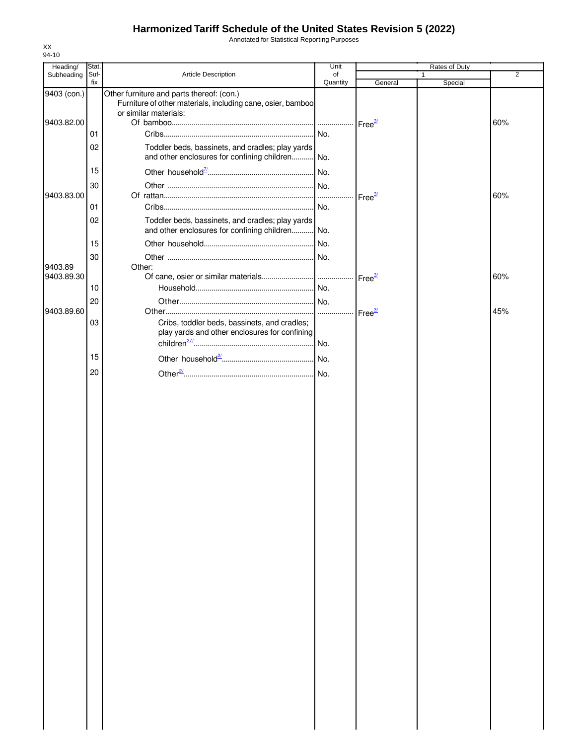# Harmonized Tariff Schedule of the United States Revision 5 (2022)

Annotated for Statistical Reporting Purposes

XX
94-10

| Heading/ Subheading | Stat. Suf- fix | Article Description | Unit of Quantity | Rates of Duty 1 General | Special | 2 |
|---|---|---|---|---|---|---|
| 9403 (con.) | | Other furniture and parts thereof: (con.) | | | | |
| | | Furniture of other materials, including cane, osier, bamboo or similar materials: | | | | |
| 9403.82.00 | | Of bamboo | | Free[3/] | | 60% |
| | 01 | Cribs | No. | | | |
| | 02 | Toddler beds, bassinets, and cradles; play yards and other enclosures for confining children | No. | | | |
| | 15 | Other household[7/] | No. | | | |
| | 30 | Other | No. | | | |
| 9403.83.00 | | Of rattan | | Free[3/] | | 60% |
| | 01 | Cribs | No. | | | |
| | 02 | Toddler beds, bassinets, and cradles; play yards and other enclosures for confining children | No. | | | |
| | 15 | Other household | No. | | | |
| | 30 | Other | No. | | | |
| 9403.89 | | Other: | | | | |
| 9403.89.30 | | Of cane, osier or similar materials | | Free[3/] | | 60% |
| | 10 | Household | No. | | | |
| | 20 | Other | No. | | | |
| 9403.89.60 | | Other | | Free[3/] | | 45% |
| | 03 | Cribs, toddler beds, bassinets, and cradles; play yards and other enclosures for confining children[27/] | No. | | | |
| | 15 | Other household[2/] | No. | | | |
| | 20 | Other[2/] | No. | | | |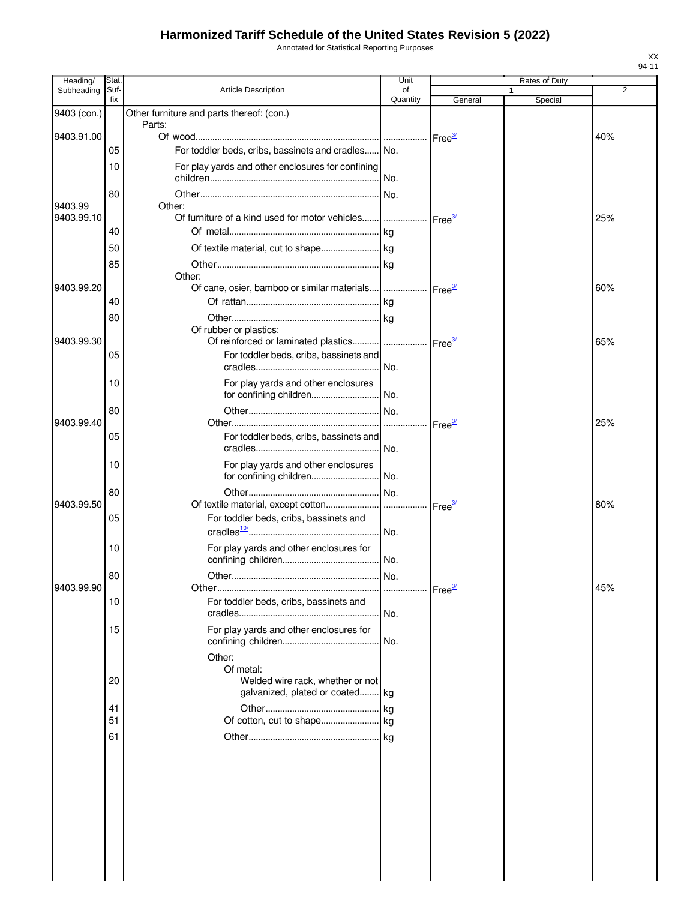# Harmonized Tariff Schedule of the United States Revision 5 (2022)

Annotated for Statistical Reporting Purposes

XX
94-11

| Heading/ Subheading | Stat. Suf- fix | Article Description | Unit of Quantity | Rates of Duty | | |
|---|---|---|---|---|---|---|
| | | | | 1 | | 2 |
| | | | | General | Special | |
| 9403 (con.) | | Other furniture and parts thereof: (con.) | | | | |
| | | Parts: | | | | |
| 9403.91.00 | | Of wood | | Free[3/] | | 40% |
| | 05 | For toddler beds, cribs, bassinets and cradles | No. | | | |
| | 10 | For play yards and other enclosures for confining children | No. | | | |
| | 80 | Other | No. | | | |
| 9403.99 | | Other: | | | | |
| 9403.99.10 | | Of furniture of a kind used for motor vehicles | | Free[3/] | | 25% |
| | 40 | Of metal | kg | | | |
| | 50 | Of textile material, cut to shape | kg | | | |
| | 85 | Other | kg | | | |
| | | Other: | | | | |
| 9403.99.20 | | Of cane, osier, bamboo or similar materials | | Free[3/] | | 60% |
| | 40 | Of rattan | kg | | | |
| | 80 | Other | kg | | | |
| | | Of rubber or plastics: | | | | |
| 9403.99.30 | | Of reinforced or laminated plastics | | Free[3/] | | 65% |
| | 05 | For toddler beds, cribs, bassinets and cradles | No. | | | |
| | 10 | For play yards and other enclosures for confining children | No. | | | |
| | 80 | Other | No. | | | |
| 9403.99.40 | | Other | | Free[3/] | | 25% |
| | 05 | For toddler beds, cribs, bassinets and cradles | No. | | | |
| | 10 | For play yards and other enclosures for confining children | No. | | | |
| | 80 | Other | No. | | | |
| 9403.99.50 | | Of textile material, except cotton | | Free[3/] | | 80% |
| | 05 | For toddler beds, cribs, bassinets and cradles[10/] | No. | | | |
| | 10 | For play yards and other enclosures for confining children | No. | | | |
| | 80 | Other | No. | | | |
| 9403.99.90 | | Other | | Free[3/] | | 45% |
| | 10 | For toddler beds, cribs, bassinets and cradles | No. | | | |
| | 15 | For play yards and other enclosures for confining children | No. | | | |
| | | Other: | | | | |
| | | Of metal: | | | | |
| | 20 | Welded wire rack, whether or not galvanized, plated or coated | kg | | | |
| | 41 | Other | kg | | | |
| | 51 | Of cotton, cut to shape | kg | | | |
| | 61 | Other | kg | | | |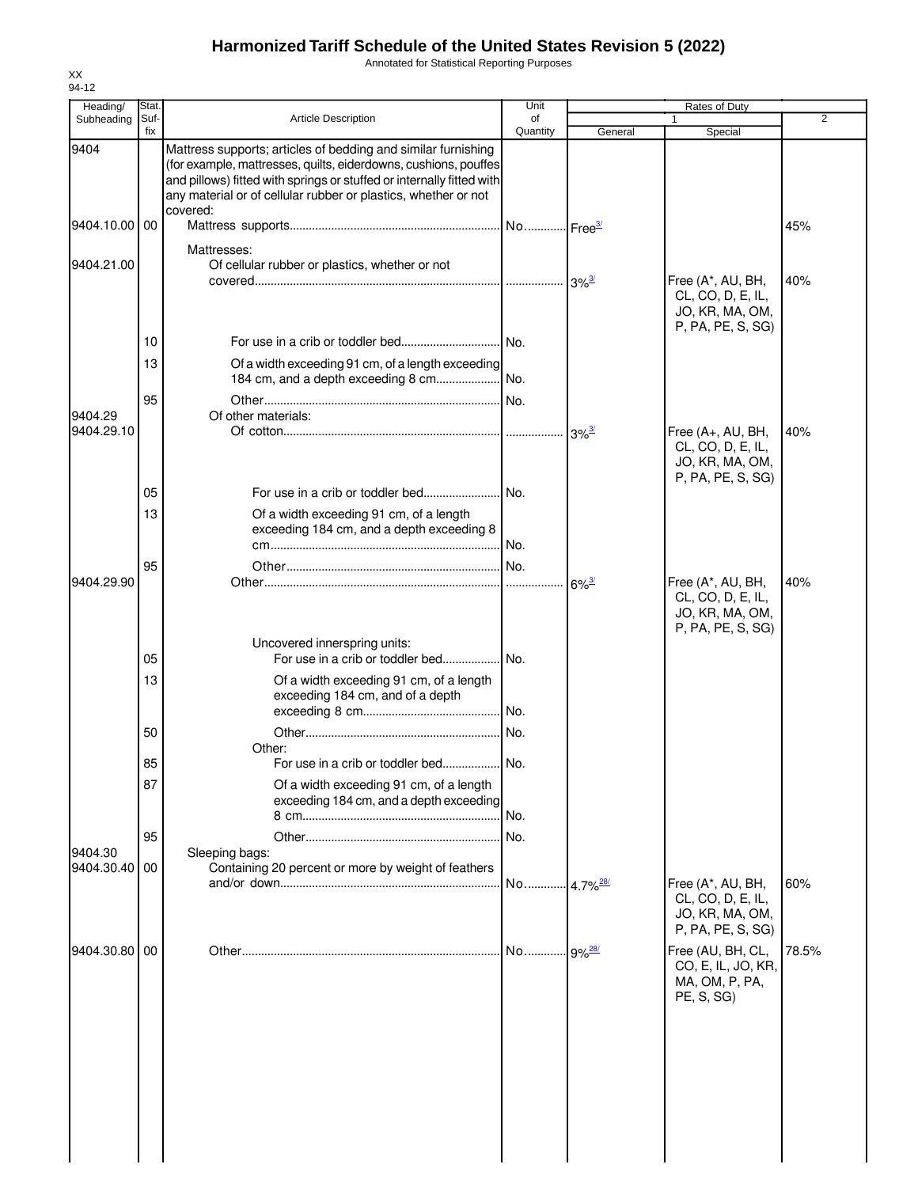# Harmonized Tariff Schedule of the United States Revision 5 (2022)

Annotated for Statistical Reporting Purposes

XX
94-12

| Heading/ Subheading | Stat. Suf-fix | Article Description | Unit of Quantity | Rates of Duty 1 General | Rates of Duty 1 Special | Rates of Duty 2 |
|---|---|---|---|---|---|---|
| 9404 | | Mattress supports; articles of bedding and similar furnishing (for example, mattresses, quilts, eiderdowns, cushions, pouffes and pillows) fitted with springs or stuffed or internally fitted with any material or of cellular rubber or plastics, whether or not covered: | | | | |
| 9404.10.00 | 00 | Mattress supports | No. | Free[3/] | | 45% |
| | | Mattresses: | | | | |
| 9404.21.00 | | Of cellular rubber or plastics, whether or not covered | | 3%[3/] | Free (A*, AU, BH, CL, CO, D, E, IL, JO, KR, MA, OM, P, PA, PE, S, SG) | 40% |
| | 10 | For use in a crib or toddler bed | No. | | | |
| | 13 | Of a width exceeding 91 cm, of a length exceeding 184 cm, and a depth exceeding 8 cm | No. | | | |
| | 95 | Other | No. | | | |
| 9404.29 | | Of other materials: | | | | |
| 9404.29.10 | | Of cotton | | 3%[3/] | Free (A+, AU, BH, CL, CO, D, E, IL, JO, KR, MA, OM, P, PA, PE, S, SG) | 40% |
| | 05 | For use in a crib or toddler bed | No. | | | |
| | 13 | Of a width exceeding 91 cm, of a length exceeding 184 cm, and a depth exceeding 8 cm | No. | | | |
| | 95 | Other | No. | | | |
| 9404.29.90 | | Other | | 6%[3/] | Free (A*, AU, BH, CL, CO, D, E, IL, JO, KR, MA, OM, P, PA, PE, S, SG) | 40% |
| | | Uncovered innerspring units: | | | | |
| | 05 | For use in a crib or toddler bed | No. | | | |
| | 13 | Of a width exceeding 91 cm, of a length exceeding 184 cm, and of a depth exceeding 8 cm | No. | | | |
| | 50 | Other | No. | | | |
| | | Other: | | | | |
| | 85 | For use in a crib or toddler bed | No. | | | |
| | 87 | Of a width exceeding 91 cm, of a length exceeding 184 cm, and a depth exceeding 8 cm | No. | | | |
| | 95 | Other | No. | | | |
| 9404.30 | | Sleeping bags: | | | | |
| 9404.30.40 | 00 | Containing 20 percent or more by weight of feathers and/or down | No. | 4.7%[28/] | Free (A*, AU, BH, CL, CO, D, E, IL, JO, KR, MA, OM, P, PA, PE, S, SG) | 60% |
| 9404.30.80 | 00 | Other | No. | 9%[28/] | Free (AU, BH, CL, CO, E, IL, JO, KR, MA, OM, P, PA, PE, S, SG) | 78.5% |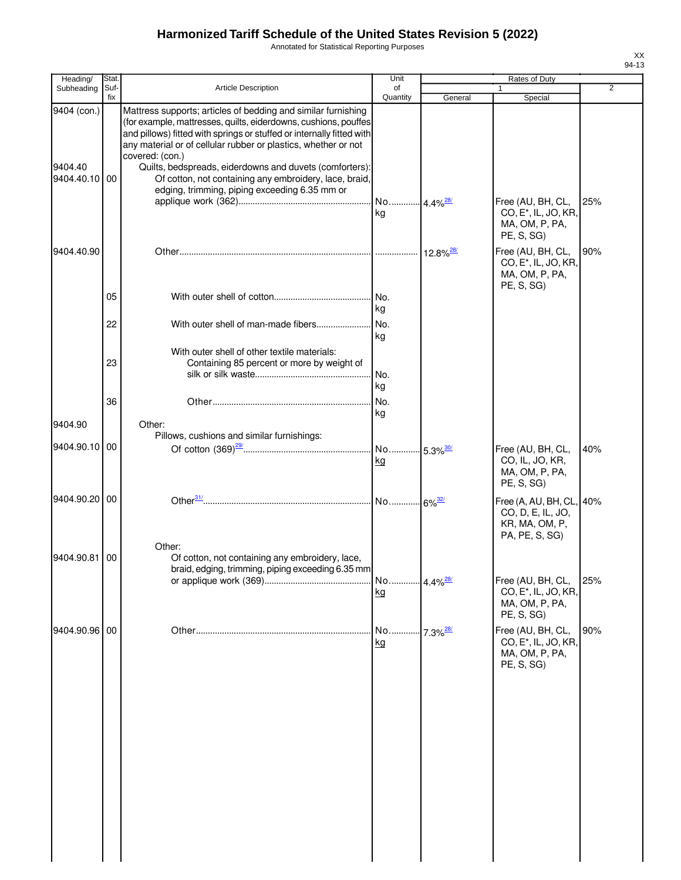# Harmonized Tariff Schedule of the United States Revision 5 (2022)

Annotated for Statistical Reporting Purposes

XX
94-13

| Heading/ Subheading | Stat. Suf-fix | Article Description | Unit of Quantity | Rates of Duty 1 General | Special | 2 |
|---|---|---|---|---|---|---|
| 9404 (con.) | | Mattress supports; articles of bedding and similar furnishing (for example, mattresses, quilts, eiderdowns, cushions, pouffes and pillows) fitted with springs or stuffed or internally fitted with any material or of cellular rubber or plastics, whether or not covered: (con.) | | | | |
| 9404.40 | | Quilts, bedspreads, eiderdowns and duvets (comforters): | | | | |
| 9404.40.10 | 00 | Of cotton, not containing any embroidery, lace, braid, edging, trimming, piping exceeding 6.35 mm or applique work (362) | No. kg | 4.4%[28/] | Free (AU, BH, CL, CO, E*, IL, JO, KR, MA, OM, P, PA, PE, S, SG) | 25% |
| 9404.40.90 | | Other | | 12.8%[28/] | Free (AU, BH, CL, CO, E*, IL, JO, KR, MA, OM, P, PA, PE, S, SG) | 90% |
| | 05 | With outer shell of cotton | No. kg | | | |
| | 22 | With outer shell of man-made fibers | No. kg | | | |
| | | With outer shell of other textile materials: | | | | |
| | 23 | Containing 85 percent or more by weight of silk or silk waste | No. kg | | | |
| | 36 | Other | No. kg | | | |
| 9404.90 | | Other: | | | | |
| | | Pillows, cushions and similar furnishings: | | | | |
| 9404.90.10 | 00 | Of cotton (369)[29/] | No. kg | 5.3%[30/] | Free (AU, BH, CL, CO, IL, JO, KR, MA, OM, P, PA, PE, S, SG) | 40% |
| 9404.90.20 | 00 | Other[31/] | No. | 6%[32/] | Free (A, AU, BH, CL, CO, D, E, IL, JO, KR, MA, OM, P, PA, PE, S, SG) | 40% |
| | | Other: | | | | |
| 9404.90.81 | 00 | Of cotton, not containing any embroidery, lace, braid, edging, trimming, piping exceeding 6.35 mm or applique work (369) | No. kg | 4.4%[28/] | Free (AU, BH, CL, CO, E*, IL, JO, KR, MA, OM, P, PA, PE, S, SG) | 25% |
| 9404.90.96 | 00 | Other | No. kg | 7.3%[28/] | Free (AU, BH, CL, CO, E*, IL, JO, KR, MA, OM, P, PA, PE, S, SG) | 90% |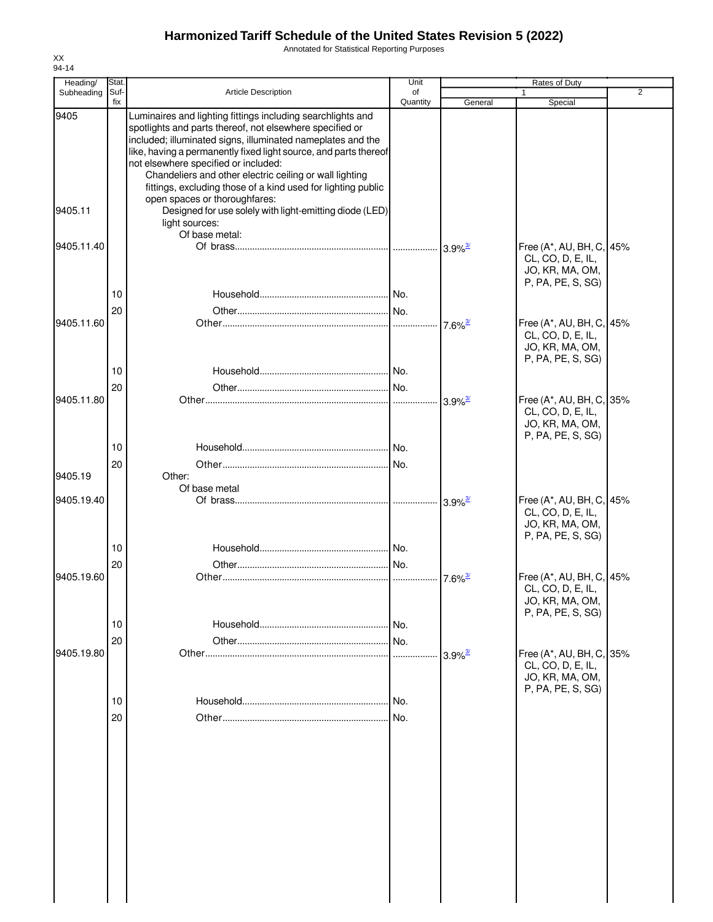# Harmonized Tariff Schedule of the United States Revision 5 (2022)

Annotated for Statistical Reporting Purposes

| Heading/ Subheading | Stat. Suf- fix | Article Description | Unit of Quantity | Rates of Duty 1 General | Special | 2 |
|---|---|---|---|---|---|---|
| 9405 | | Luminaires and lighting fittings including searchlights and spotlights and parts thereof, not elsewhere specified or included; illuminated signs, illuminated nameplates and the like, having a permanently fixed light source, and parts thereof not elsewhere specified or included: | | | | |
| | | Chandeliers and other electric ceiling or wall lighting fittings, excluding those of a kind used for lighting public open spaces or thoroughfares: | | | | |
| 9405.11 | | Designed for use solely with light-emitting diode (LED) light sources: | | | | |
| | | Of base metal: | | | | |
| 9405.11.40 | | Of brass | | 3.9%[3/] | Free (A*, AU, BH, C, CL, CO, D, E, IL, JO, KR, MA, OM, P, PA, PE, S, SG) | 45% |
| | 10 | Household | No. | | | |
| | 20 | Other | No. | | | |
| 9405.11.60 | | Other | | 7.6%[3/] | Free (A*, AU, BH, C, CL, CO, D, E, IL, JO, KR, MA, OM, P, PA, PE, S, SG) | 45% |
| | 10 | Household | No. | | | |
| | 20 | Other | No. | | | |
| 9405.11.80 | | Other | | 3.9%[3/] | Free (A*, AU, BH, C, CL, CO, D, E, IL, JO, KR, MA, OM, P, PA, PE, S, SG) | 35% |
| | 10 | Household | No. | | | |
| | 20 | Other | No. | | | |
| 9405.19 | | Other: | | | | |
| | | Of base metal | | | | |
| 9405.19.40 | | Of brass | | 3.9%[3/] | Free (A*, AU, BH, C, CL, CO, D, E, IL, JO, KR, MA, OM, P, PA, PE, S, SG) | 45% |
| | 10 | Household | No. | | | |
| | 20 | Other | No. | | | |
| 9405.19.60 | | Other | | 7.6%[3/] | Free (A*, AU, BH, C, CL, CO, D, E, IL, JO, KR, MA, OM, P, PA, PE, S, SG) | 45% |
| | 10 | Household | No. | | | |
| | 20 | Other | No. | | | |
| 9405.19.80 | | Other | | 3.9%[3/] | Free (A*, AU, BH, C, CL, CO, D, E, IL, JO, KR, MA, OM, P, PA, PE, S, SG) | 35% |
| | 10 | Household | No. | | | |
| | 20 | Other | No. | | | |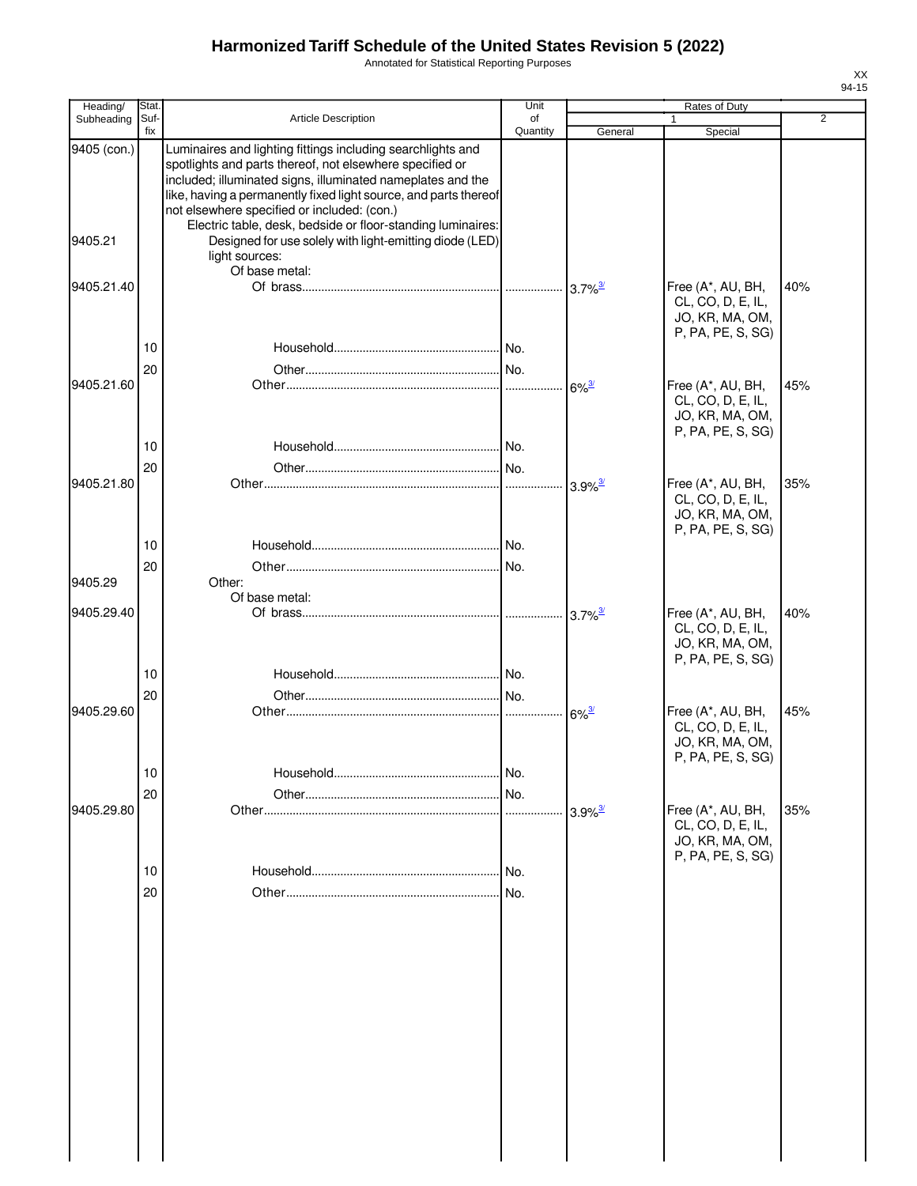# Harmonized Tariff Schedule of the United States Revision 5 (2022)

Annotated for Statistical Reporting Purposes

| Heading/ Subheading | Stat. Suf- fix | Article Description | Unit of Quantity | Rates of Duty 1 General | Rates of Duty 1 Special | Rates of Duty 2 |
|---|---|---|---|---|---|---|
| 9405 (con.) | | Luminaires and lighting fittings including searchlights and spotlights and parts thereof, not elsewhere specified or included; illuminated signs, illuminated nameplates and the like, having a permanently fixed light source, and parts thereof not elsewhere specified or included: (con.) | | | | |
| | | Electric table, desk, bedside or floor-standing luminaires: | | | | |
| 9405.21 | | Designed for use solely with light-emitting diode (LED) light sources: | | | | |
| | | Of base metal: | | | | |
| 9405.21.40 | | Of brass | | 3.7%[3/] | Free (A*, AU, BH, CL, CO, D, E, IL, JO, KR, MA, OM, P, PA, PE, S, SG) | 40% |
| | 10 | Household | No. | | | |
| | 20 | Other | No. | | | |
| 9405.21.60 | | Other | | 6%[3/] | Free (A*, AU, BH, CL, CO, D, E, IL, JO, KR, MA, OM, P, PA, PE, S, SG) | 45% |
| | 10 | Household | No. | | | |
| | 20 | Other | No. | | | |
| 9405.21.80 | | Other | | 3.9%[3/] | Free (A*, AU, BH, CL, CO, D, E, IL, JO, KR, MA, OM, P, PA, PE, S, SG) | 35% |
| | 10 | Household | No. | | | |
| | 20 | Other | No. | | | |
| 9405.29 | | Other: | | | | |
| | | Of base metal: | | | | |
| 9405.29.40 | | Of brass | | 3.7%[3/] | Free (A*, AU, BH, CL, CO, D, E, IL, JO, KR, MA, OM, P, PA, PE, S, SG) | 40% |
| | 10 | Household | No. | | | |
| | 20 | Other | No. | | | |
| 9405.29.60 | | Other | | 6%[3/] | Free (A*, AU, BH, CL, CO, D, E, IL, JO, KR, MA, OM, P, PA, PE, S, SG) | 45% |
| | 10 | Household | No. | | | |
| | 20 | Other | No. | | | |
| 9405.29.80 | | Other | | 3.9%[3/] | Free (A*, AU, BH, CL, CO, D, E, IL, JO, KR, MA, OM, P, PA, PE, S, SG) | 35% |
| | 10 | Household | No. | | | |
| | 20 | Other | No. | | | |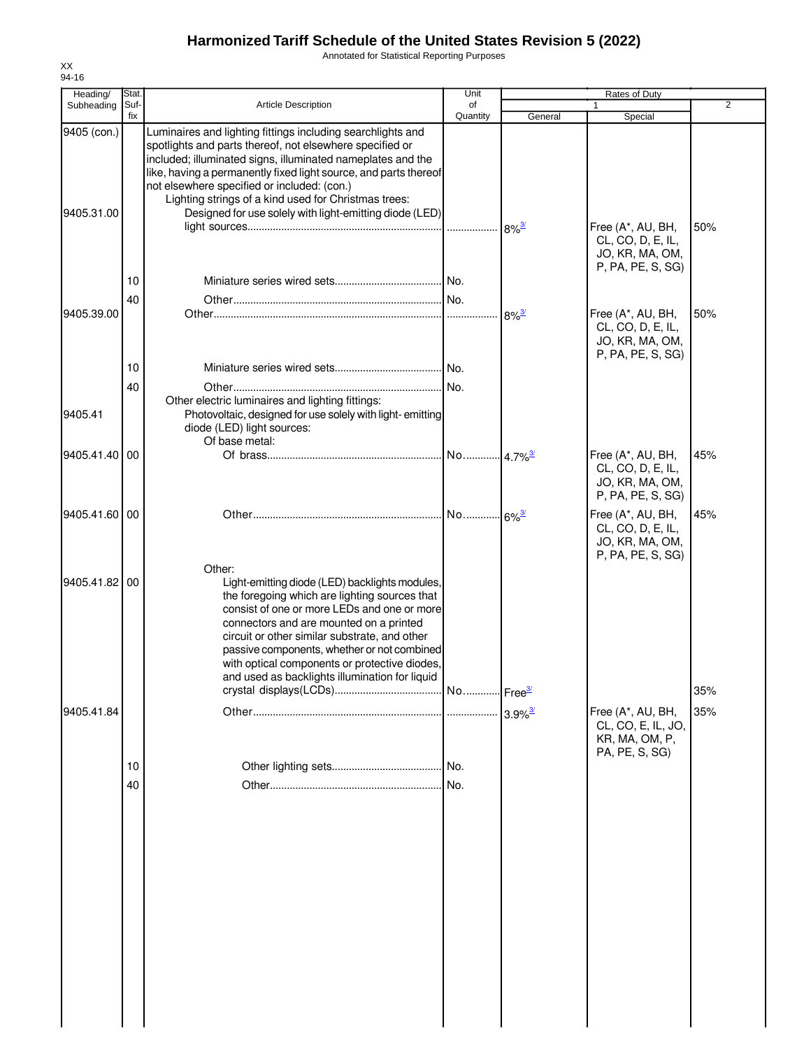# Harmonized Tariff Schedule of the United States Revision 5 (2022)

Annotated for Statistical Reporting Purposes

XX
94-16

| Heading/ Subheading | Stat. Suf- fix | Article Description | Unit of Quantity | Rates of Duty 1 General | Special | 2 |
|---|---|---|---|---|---|---|
| 9405 (con.) | | Luminaires and lighting fittings including searchlights and spotlights and parts thereof, not elsewhere specified or included; illuminated signs, illuminated nameplates and the like, having a permanently fixed light source, and parts thereof not elsewhere specified or included: (con.) | | | | |
| | | Lighting strings of a kind used for Christmas trees: | | | | |
| 9405.31.00 | | Designed for use solely with light-emitting diode (LED) light sources | | 8%[3/] | Free (A*, AU, BH, CL, CO, D, E, IL, JO, KR, MA, OM, P, PA, PE, S, SG) | 50% |
| | 10 | Miniature series wired sets | No. | | | |
| | 40 | Other | No. | | | |
| 9405.39.00 | | Other | | 8%[3/] | Free (A*, AU, BH, CL, CO, D, E, IL, JO, KR, MA, OM, P, PA, PE, S, SG) | 50% |
| | 10 | Miniature series wired sets | No. | | | |
| | 40 | Other | No. | | | |
| | | Other electric luminaires and lighting fittings: | | | | |
| 9405.41 | | Photovoltaic, designed for use solely with light- emitting diode (LED) light sources: | | | | |
| | | Of base metal: | | | | |
| 9405.41.40 | 00 | Of brass | No. | 4.7%[3/] | Free (A*, AU, BH, CL, CO, D, E, IL, JO, KR, MA, OM, P, PA, PE, S, SG) | 45% |
| 9405.41.60 | 00 | Other | No. | 6%[3/] | Free (A*, AU, BH, CL, CO, D, E, IL, JO, KR, MA, OM, P, PA, PE, S, SG) | 45% |
| | | Other: | | | | |
| 9405.41.82 | 00 | Light-emitting diode (LED) backlights modules, the foregoing which are lighting sources that consist of one or more LEDs and one or more connectors and are mounted on a printed circuit or other similar substrate, and other passive components, whether or not combined with optical components or protective diodes, and used as backlights illumination for liquid crystal displays(LCDs) | No. | Free[3/] | | 35% |
| 9405.41.84 | | Other | | 3.9%[3/] | Free (A*, AU, BH, CL, CO, E, IL, JO, KR, MA, OM, P, PA, PE, S, SG) | 35% |
| | 10 | Other lighting sets | No. | | | |
| | 40 | Other | No. | | | |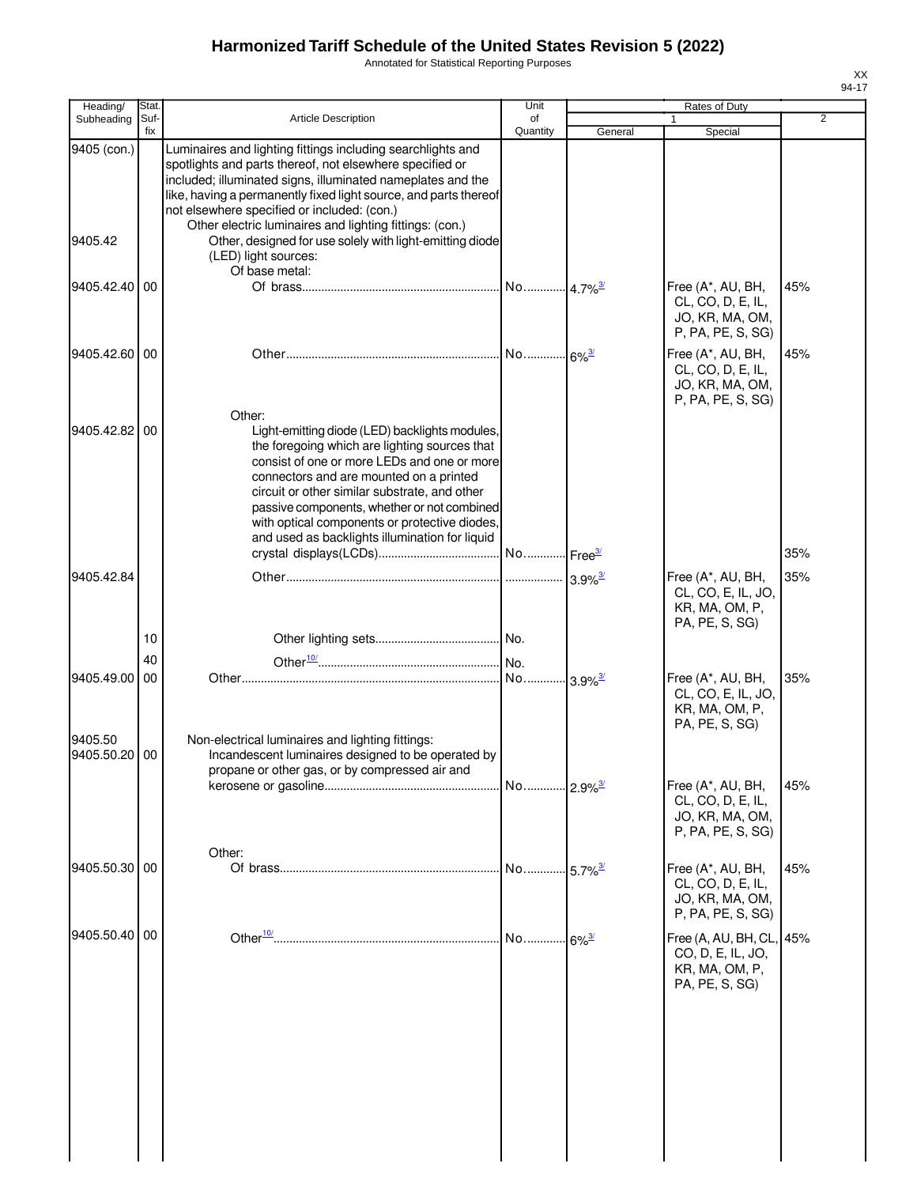# Harmonized Tariff Schedule of the United States Revision 5 (2022)

Annotated for Statistical Reporting Purposes

| Heading/ Subheading | Stat. Suf- fix | Article Description | Unit of Quantity | Rates of Duty 1 General | Special | 2 |
|---|---|---|---|---|---|---|
| 9405 (con.) | | Luminaires and lighting fittings including searchlights and spotlights and parts thereof, not elsewhere specified or included; illuminated signs, illuminated nameplates and the like, having a permanently fixed light source, and parts thereof not elsewhere specified or included: (con.) | | | | |
| | | Other electric luminaires and lighting fittings: (con.) | | | | |
| 9405.42 | | Other, designed for use solely with light-emitting diode (LED) light sources: | | | | |
| | | Of base metal: | | | | |
| 9405.42.40 | 00 | Of brass | No. | 4.7%[3/] | Free (A*, AU, BH, CL, CO, D, E, IL, JO, KR, MA, OM, P, PA, PE, S, SG) | 45% |
| 9405.42.60 | 00 | Other | No. | 6%[3/] | Free (A*, AU, BH, CL, CO, D, E, IL, JO, KR, MA, OM, P, PA, PE, S, SG) | 45% |
| | | Other: | | | | |
| 9405.42.82 | 00 | Light-emitting diode (LED) backlights modules, the foregoing which are lighting sources that consist of one or more LEDs and one or more connectors and are mounted on a printed circuit or other similar substrate, and other passive components, whether or not combined with optical components or protective diodes, and used as backlights illumination for liquid crystal displays(LCDs) | No. | Free[3/] | | 35% |
| 9405.42.84 | | Other | | 3.9%[3/] | Free (A*, AU, BH, CL, CO, E, IL, JO, KR, MA, OM, P, PA, PE, S, SG) | 35% |
| | 10 | Other lighting sets | No. | | | |
| | 40 | Other[10/] | No. | | | |
| 9405.49.00 | 00 | Other | No. | 3.9%[3/] | Free (A*, AU, BH, CL, CO, E, IL, JO, KR, MA, OM, P, PA, PE, S, SG) | 35% |
| 9405.50 | | Non-electrical luminaires and lighting fittings: | | | | |
| 9405.50.20 | 00 | Incandescent luminaires designed to be operated by propane or other gas, or by compressed air and kerosene or gasoline | No. | 2.9%[3/] | Free (A*, AU, BH, CL, CO, D, E, IL, JO, KR, MA, OM, P, PA, PE, S, SG) | 45% |
| | | Other: | | | | |
| 9405.50.30 | 00 | Of brass | No. | 5.7%[3/] | Free (A*, AU, BH, CL, CO, D, E, IL, JO, KR, MA, OM, P, PA, PE, S, SG) | 45% |
| 9405.50.40 | 00 | Other[10/] | No. | 6%[3/] | Free (A, AU, BH, CL, CO, D, E, IL, JO, KR, MA, OM, P, PA, PE, S, SG) | 45% |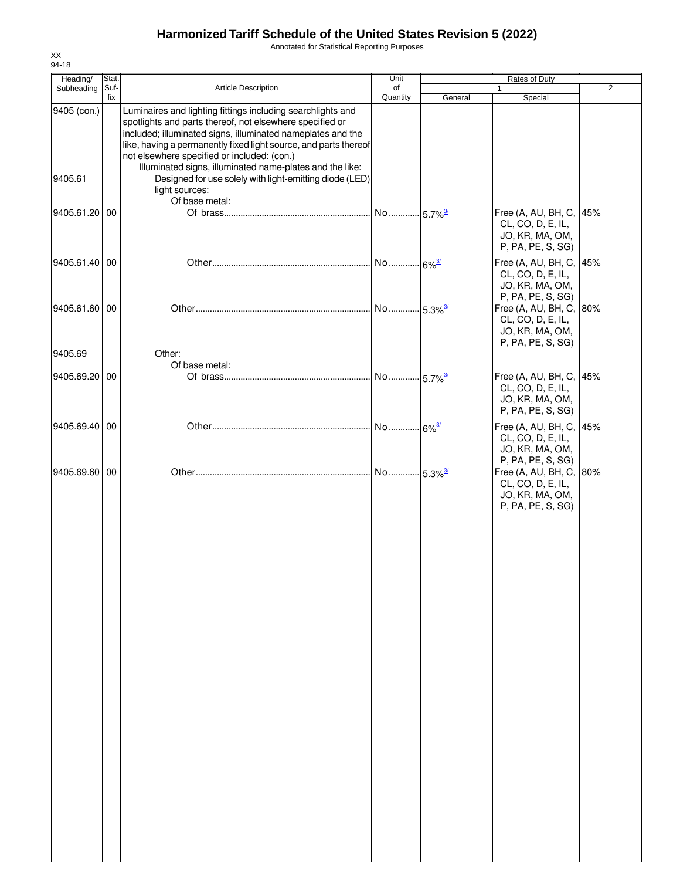# Harmonized Tariff Schedule of the United States Revision 5 (2022)

Annotated for Statistical Reporting Purposes

| Heading/ Subheading | Stat. Suf- fix | Article Description | Unit of Quantity | Rates of Duty 1 General | Special | 2 |
|---|---|---|---|---|---|---|
| 9405 (con.) | | Luminaires and lighting fittings including searchlights and spotlights and parts thereof, not elsewhere specified or included; illuminated signs, illuminated nameplates and the like, having a permanently fixed light source, and parts thereof not elsewhere specified or included: (con.) | | | | |
| | | Illuminated signs, illuminated name-plates and the like: | | | | |
| 9405.61 | | Designed for use solely with light-emitting diode (LED) light sources: | | | | |
| | | Of base metal: | | | | |
| 9405.61.20 | 00 | Of brass | No. | 5.7%[3/] | Free (A, AU, BH, C, CL, CO, D, E, IL, JO, KR, MA, OM, P, PA, PE, S, SG) | 45% |
| 9405.61.40 | 00 | Other | No. | 6%[3/] | Free (A, AU, BH, C, CL, CO, D, E, IL, JO, KR, MA, OM, P, PA, PE, S, SG) | 45% |
| 9405.61.60 | 00 | Other | No. | 5.3%[3/] | Free (A, AU, BH, C, CL, CO, D, E, IL, JO, KR, MA, OM, P, PA, PE, S, SG) | 80% |
| 9405.69 | | Other: | | | | |
| | | Of base metal: | | | | |
| 9405.69.20 | 00 | Of brass | No. | 5.7%[3/] | Free (A, AU, BH, C, CL, CO, D, E, IL, JO, KR, MA, OM, P, PA, PE, S, SG) | 45% |
| 9405.69.40 | 00 | Other | No. | 6%[3/] | Free (A, AU, BH, C, CL, CO, D, E, IL, JO, KR, MA, OM, P, PA, PE, S, SG) | 45% |
| 9405.69.60 | 00 | Other | No. | 5.3%[3/] | Free (A, AU, BH, C, CL, CO, D, E, IL, JO, KR, MA, OM, P, PA, PE, S, SG) | 80% |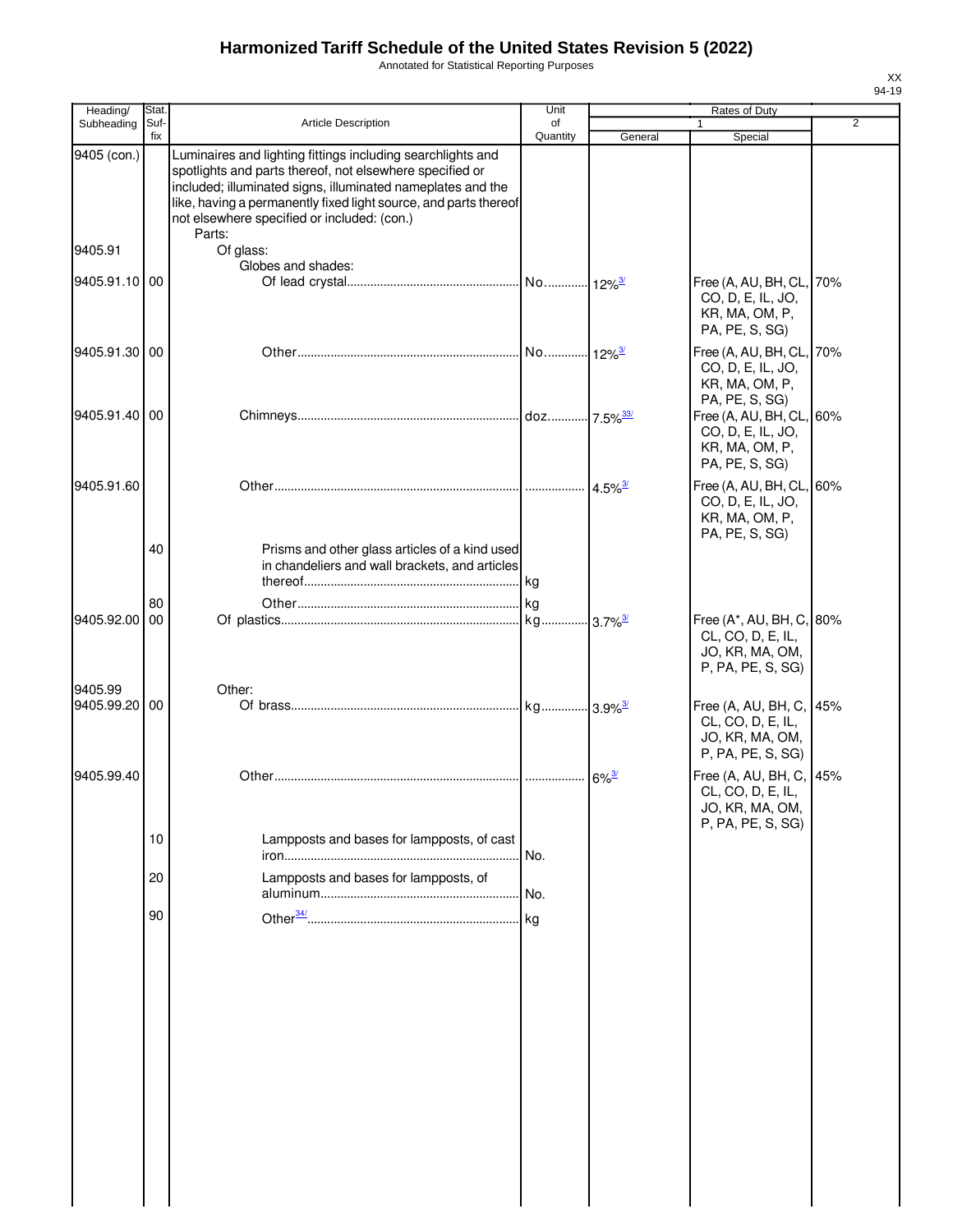# Harmonized Tariff Schedule of the United States Revision 5 (2022)

Annotated for Statistical Reporting Purposes

XX
94-19

| Heading/ Subheading | Stat. Suf-fix | Article Description | Unit of Quantity | Rates of Duty 1 General | Rates of Duty 1 Special | Rates of Duty 2 |
|---|---|---|---|---|---|---|
| 9405 (con.) | | Luminaires and lighting fittings including searchlights and spotlights and parts thereof, not elsewhere specified or included; illuminated signs, illuminated nameplates and the like, having a permanently fixed light source, and parts thereof not elsewhere specified or included: (con.) | | | | |
| | | Parts: | | | | |
| 9405.91 | | Of glass: | | | | |
| | | Globes and shades: | | | | |
| 9405.91.10 | 00 | Of lead crystal | No. | 12%[3/] | Free (A, AU, BH, CL, CO, D, E, IL, JO, KR, MA, OM, P, PA, PE, S, SG) | 70% |
| 9405.91.30 | 00 | Other | No. | 12%[3/] | Free (A, AU, BH, CL, CO, D, E, IL, JO, KR, MA, OM, P, PA, PE, S, SG) | 70% |
| 9405.91.40 | 00 | Chimneys | doz. | 7.5%[33/] | Free (A, AU, BH, CL, CO, D, E, IL, JO, KR, MA, OM, P, PA, PE, S, SG) | 60% |
| 9405.91.60 | | Other | | 4.5%[3/] | Free (A, AU, BH, CL, CO, D, E, IL, JO, KR, MA, OM, P, PA, PE, S, SG) | 60% |
| | 40 | Prisms and other glass articles of a kind used in chandeliers and wall brackets, and articles thereof | kg | | | |
| | 80 | Other | kg | | | |
| 9405.92.00 | 00 | Of plastics | kg | 3.7%[3/] | Free (A*, AU, BH, C, CL, CO, D, E, IL, JO, KR, MA, OM, P, PA, PE, S, SG) | 80% |
| 9405.99 | | Other: | | | | |
| 9405.99.20 | 00 | Of brass | kg | 3.9%[3/] | Free (A, AU, BH, C, CL, CO, D, E, IL, JO, KR, MA, OM, P, PA, PE, S, SG) | 45% |
| 9405.99.40 | | Other | | 6%[3/] | Free (A, AU, BH, C, CL, CO, D, E, IL, JO, KR, MA, OM, P, PA, PE, S, SG) | 45% |
| | 10 | Lampposts and bases for lampposts, of cast iron | No. | | | |
| | 20 | Lampposts and bases for lampposts, of aluminum | No. | | | |
| | 90 | Other[34/] | kg | | | |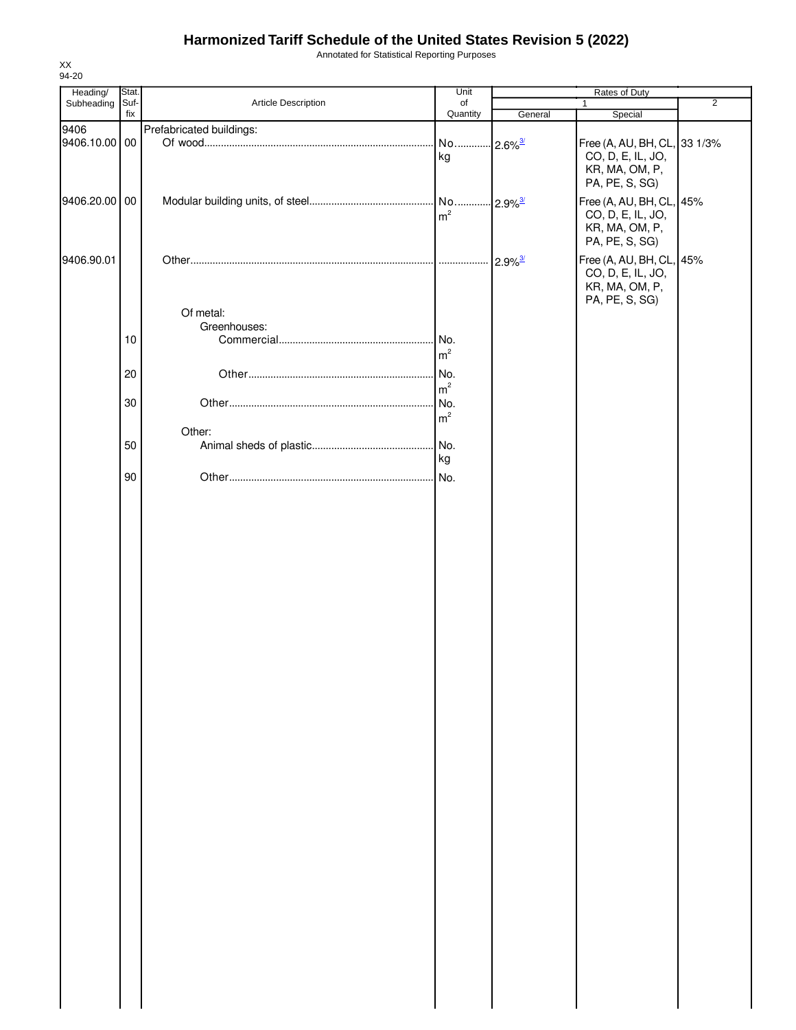# Harmonized Tariff Schedule of the United States Revision 5 (2022)

Annotated for Statistical Reporting Purposes

XX
94-20

| Heading/ Subheading | Stat. Suf-fix | Article Description | Unit of Quantity | Rates of Duty | | |
|---|---|---|---|---|---|---|
| | | | | 1 | | 2 |
| | | | | General | Special | |
| 9406 | | Prefabricated buildings: | | | | |
| 9406.10.00 | 00 | Of wood | No. kg | 2.6%[3/] | Free (A, AU, BH, CL, CO, D, E, IL, JO, KR, MA, OM, P, PA, PE, S, SG) | 33 1/3% |
| 9406.20.00 | 00 | Modular building units, of steel | No. $m^2$ | 2.9%[3/] | Free (A, AU, BH, CL, CO, D, E, IL, JO, KR, MA, OM, P, PA, PE, S, SG) | 45% |
| 9406.90.01 | | Other | | 2.9%[3/] | Free (A, AU, BH, CL, CO, D, E, IL, JO, KR, MA, OM, P, PA, PE, S, SG) | 45% |
| | | Of metal: | | | | |
| | | Greenhouses: | | | | |
| | 10 | Commercial | No. $m^2$ | | | |
| | 20 | Other | No. $m^2$ | | | |
| | 30 | Other | No. $m^2$ | | | |
| | | Other: | | | | |
| | 50 | Animal sheds of plastic | No. kg | | | |
| | 90 | Other | No. | | | |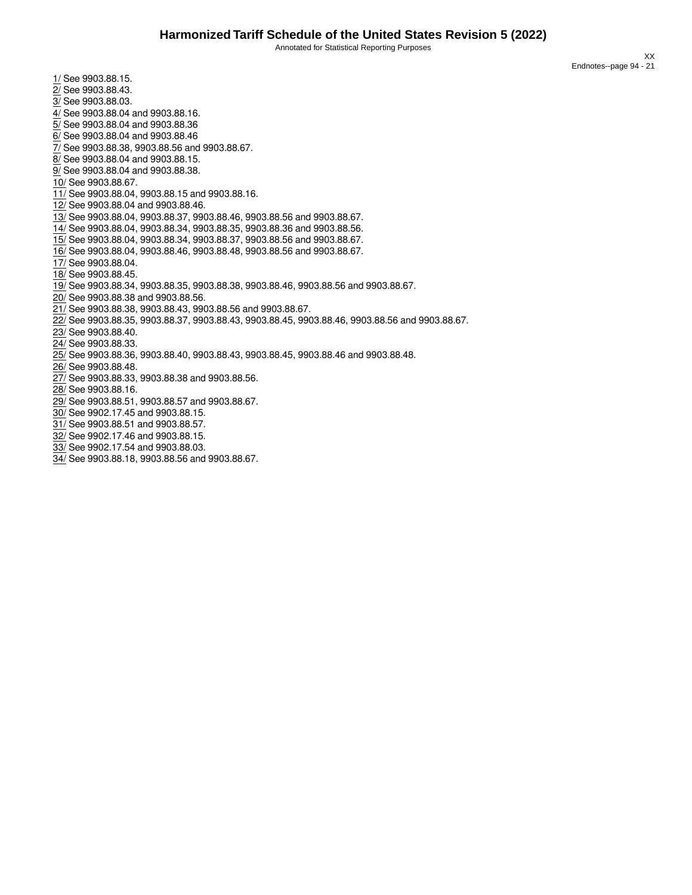1/ See 9903.88.15.
2/ See 9903.88.43.
3/ See 9903.88.03.
4/ See 9903.88.04 and 9903.88.16.
5/ See 9903.88.04 and 9903.88.36
6/ See 9903.88.04 and 9903.88.46
7/ See 9903.88.38, 9903.88.56 and 9903.88.67.
8/ See 9903.88.04 and 9903.88.15.
9/ See 9903.88.04 and 9903.88.38.
10/ See 9903.88.67.
11/ See 9903.88.04, 9903.88.15 and 9903.88.16.
12/ See 9903.88.04 and 9903.88.46.
13/ See 9903.88.04, 9903.88.37, 9903.88.46, 9903.88.56 and 9903.88.67.
14/ See 9903.88.04, 9903.88.34, 9903.88.35, 9903.88.36 and 9903.88.56.
15/ See 9903.88.04, 9903.88.34, 9903.88.37, 9903.88.56 and 9903.88.67.
16/ See 9903.88.04, 9903.88.46, 9903.88.48, 9903.88.56 and 9903.88.67.
17/ See 9903.88.04.
18/ See 9903.88.45.
19/ See 9903.88.34, 9903.88.35, 9903.88.38, 9903.88.46, 9903.88.56 and 9903.88.67.
20/ See 9903.88.38 and 9903.88.56.
21/ See 9903.88.38, 9903.88.43, 9903.88.56 and 9903.88.67.
22/ See 9903.88.35, 9903.88.37, 9903.88.43, 9903.88.45, 9903.88.46, 9903.88.56 and 9903.88.67.
23/ See 9903.88.40.
24/ See 9903.88.33.
25/ See 9903.88.36, 9903.88.40, 9903.88.43, 9903.88.45, 9903.88.46 and 9903.88.48.
26/ See 9903.88.48.
27/ See 9903.88.33, 9903.88.38 and 9903.88.56.
28/ See 9903.88.16.
29/ See 9903.88.51, 9903.88.57 and 9903.88.67.
30/ See 9902.17.45 and 9903.88.15.
31/ See 9903.88.51 and 9903.88.57.
32/ See 9902.17.46 and 9903.88.15.
33/ See 9902.17.54 and 9903.88.03.
34/ See 9903.88.18, 9903.88.56 and 9903.88.67.